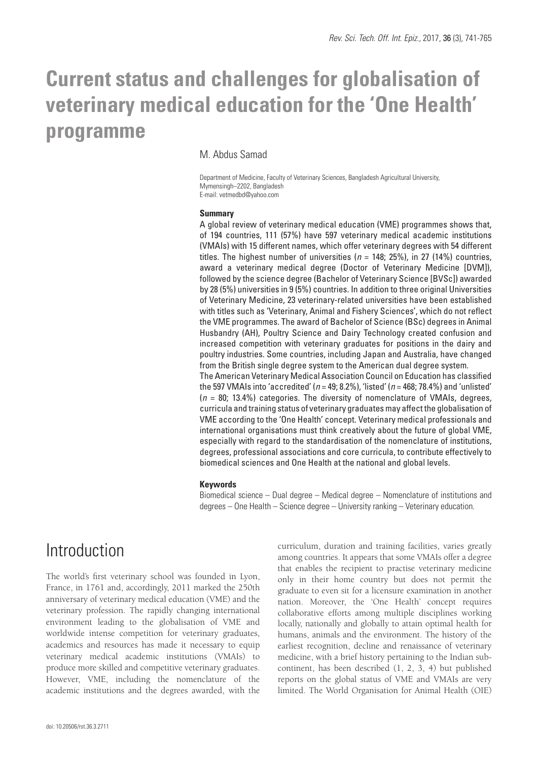# Current status and challenges for globalisation of veterinary medical education for the 'One Health' programme

M. Abdus Samad

Department of Medicine, Faculty of Veterinary Sciences, Bangladesh Agricultural University, Mymensingh–2202, Bangladesh
E-mail: vetmedbd@yahoo.com

### Summary

A global review of veterinary medical education (VME) programmes shows that, of 194 countries, 111 (57%) have 597 veterinary medical academic institutions (VMAIs) with 15 different names, which offer veterinary degrees with 54 different titles. The highest number of universities ($n$ = 148; 25%), in 27 (14%) countries, award a veterinary medical degree (Doctor of Veterinary Medicine [DVM]), followed by the science degree (Bachelor of Veterinary Science [BVSc]) awarded by 28 (5%) universities in 9 (5%) countries. In addition to three original Universities of Veterinary Medicine, 23 veterinary-related universities have been established with titles such as 'Veterinary, Animal and Fishery Sciences', which do not reflect the VME programmes. The award of Bachelor of Science (BSc) degrees in Animal Husbandry (AH), Poultry Science and Dairy Technology created confusion and increased competition with veterinary graduates for positions in the dairy and poultry industries. Some countries, including Japan and Australia, have changed from the British single degree system to the American dual degree system.

The American Veterinary Medical Association Council on Education has classified the 597 VMAIs into 'accredited' ($n$ = 49; 8.2%), 'listed' ($n$ = 468; 78.4%) and 'unlisted' ($n$ = 80; 13.4%) categories. The diversity of nomenclature of VMAIs, degrees, curricula and training status of veterinary graduates may affect the globalisation of VME according to the 'One Health' concept. Veterinary medical professionals and international organisations must think creatively about the future of global VME, especially with regard to the standardisation of the nomenclature of institutions, degrees, professional associations and core curricula, to contribute effectively to biomedical sciences and One Health at the national and global levels.

### Keywords

Biomedical science – Dual degree – Medical degree – Nomenclature of institutions and degrees – One Health – Science degree – University ranking – Veterinary education.

## Introduction

The world's first veterinary school was founded in Lyon, France, in 1761 and, accordingly, 2011 marked the 250th anniversary of veterinary medical education (VME) and the veterinary profession. The rapidly changing international environment leading to the globalisation of VME and worldwide intense competition for veterinary graduates, academics and resources has made it necessary to equip veterinary medical academic institutions (VMAIs) to produce more skilled and competitive veterinary graduates. However, VME, including the nomenclature of the academic institutions and the degrees awarded, with the curriculum, duration and training facilities, varies greatly among countries. It appears that some VMAIs offer a degree that enables the recipient to practise veterinary medicine only in their home country but does not permit the graduate to even sit for a licensure examination in another nation. Moreover, the 'One Health' concept requires collaborative efforts among multiple disciplines working locally, nationally and globally to attain optimal health for humans, animals and the environment. The history of the earliest recognition, decline and renaissance of veterinary medicine, with a brief history pertaining to the Indian sub-continent, has been described (1, 2, 3, 4) but published reports on the global status of VME and VMAIs are very limited. The World Organisation for Animal Health (OIE)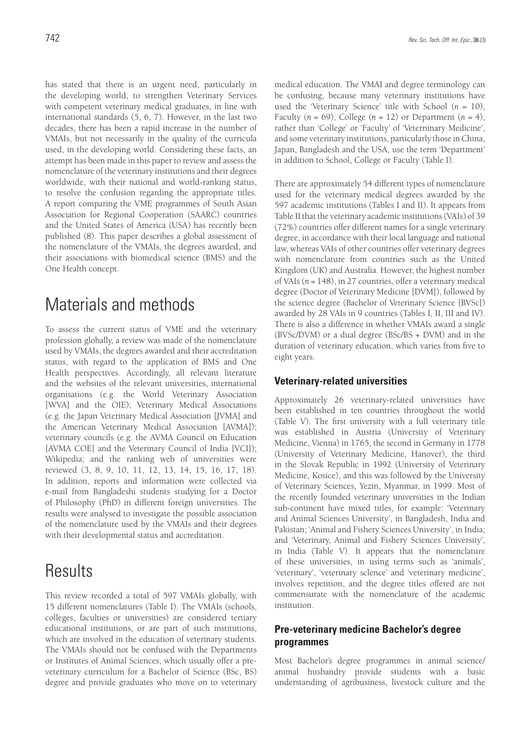has stated that there is an urgent need, particularly in the developing world, to strengthen Veterinary Services with competent veterinary medical graduates, in line with international standards (5, 6, 7). However, in the last two decades, there has been a rapid increase in the number of VMAIs, but not necessarily in the quality of the curricula used, in the developing world. Considering these facts, an attempt has been made in this paper to review and assess the nomenclature of the veterinary institutions and their degrees worldwide, with their national and world-ranking status, to resolve the confusion regarding the appropriate titles. A report comparing the VME programmes of South Asian Association for Regional Cooperation (SAARC) countries and the United States of America (USA) has recently been published (8). This paper describes a global assessment of the nomenclature of the VMAIs, the degrees awarded, and their associations with biomedical science (BMS) and the One Health concept.

# Materials and methods

To assess the current status of VME and the veterinary profession globally, a review was made of the nomenclature used by VMAIs, the degrees awarded and their accreditation status, with regard to the application of BMS and One Health perspectives. Accordingly, all relevant literature and the websites of the relevant universities, international organisations (e.g. the World Veterinary Association [WVA] and the OIE); Veterinary Medical Associations (e.g. the Japan Veterinary Medical Association [JVMA] and the American Veterinary Medical Association [AVMA]); veterinary councils (e.g. the AVMA Council on Education [AVMA COE] and the Veterinary Council of India [VCI]); Wikipedia; and the ranking web of universities were reviewed (3, 8, 9, 10, 11, 12, 13, 14, 15, 16, 17, 18). In addition, reports and information were collected via e-mail from Bangladeshi students studying for a Doctor of Philosophy (PhD) in different foreign universities. The results were analysed to investigate the possible association of the nomenclature used by the VMAIs and their degrees with their developmental status and accreditation.

# Results

This review recorded a total of 597 VMAIs globally, with 15 different nomenclatures (Table I). The VMAIs (schools, colleges, faculties or universities) are considered tertiary educational institutions, or are part of such institutions, which are involved in the education of veterinary students. The VMAIs should not be confused with the Departments or Institutes of Animal Sciences, which usually offer a pre-veterinary curriculum for a Bachelor of Science (BSc, BS) degree and provide graduates who move on to veterinary medical education. The VMAI and degree terminology can be confusing, because many veterinary institutions have used the 'Veterinary Science' title with School (*n* = 10), Faculty (*n* = 69), College (*n* = 12) or Department (*n* = 4), rather than 'College' or 'Faculty' of 'Veterninary Medicine', and some veterinary institutions, particularly those in China, Japan, Bangladesh and the USA, use the term 'Department' in addition to School, College or Faculty (Table I).

There are approximately 54 different types of nomenclature used for the veterinary medical degrees awarded by the 597 academic institutions (Tables I and II). It appears from Table II that the veterinary academic institutions (VAIs) of 39 (72%) countries offer different names for a single veterinary degree, in accordance with their local language and national law, whereas VAIs of other countries offer veterinary degrees with nomenclature from countries such as the United Kingdom (UK) and Australia. However, the highest number of VAIs (*n* = 148), in 27 countries, offer a veterinary medical degree (Doctor of Veterinary Medicine [DVM]), followed by the science degree (Bachelor of Veterinary Science [BVSc]) awarded by 28 VAIs in 9 countries (Tables I, II, III and IV). There is also a difference in whether VMAIs award a single (BVSc/DVM) or a dual degree (BSc/BS + DVM) and in the duration of veterinary education, which varies from five to eight years.

### Veterinary-related universities

Approximately 26 veterinary-related universities have been established in ten countries throughout the world (Table V). The first university with a full veterinary title was established in Austria (University of Veterinary Medicine, Vienna) in 1765, the second in Germany in 1778 (University of Veterinary Medicine, Hanover), the third in the Slovak Republic in 1992 (University of Veterinary Medicine, Kosice), and this was followed by the University of Veterinary Sciences, Yezin, Myanmar, in 1999. Most of the recently founded veterinary universities in the Indian sub-continent have mixed titles, for example: 'Veterinary and Animal Sciences University', in Bangladesh, India and Pakistan; 'Animal and Fishery Sciences University', in India; and 'Veterinary, Animal and Fishery Sciences University', in India (Table V). It appears that the nomenclature of these universities, in using terms such as 'animals', 'veterinary', 'veterinary science' and 'veterinary medicine', involves repetition, and the degree titles offered are not commensurate with the nomenclature of the academic institution.

### Pre-veterinary medicine Bachelor's degree programmes

Most Bachelor's degree programmes in animal science/animal husbandry provide students with a basic understanding of agribusiness, livestock culture and the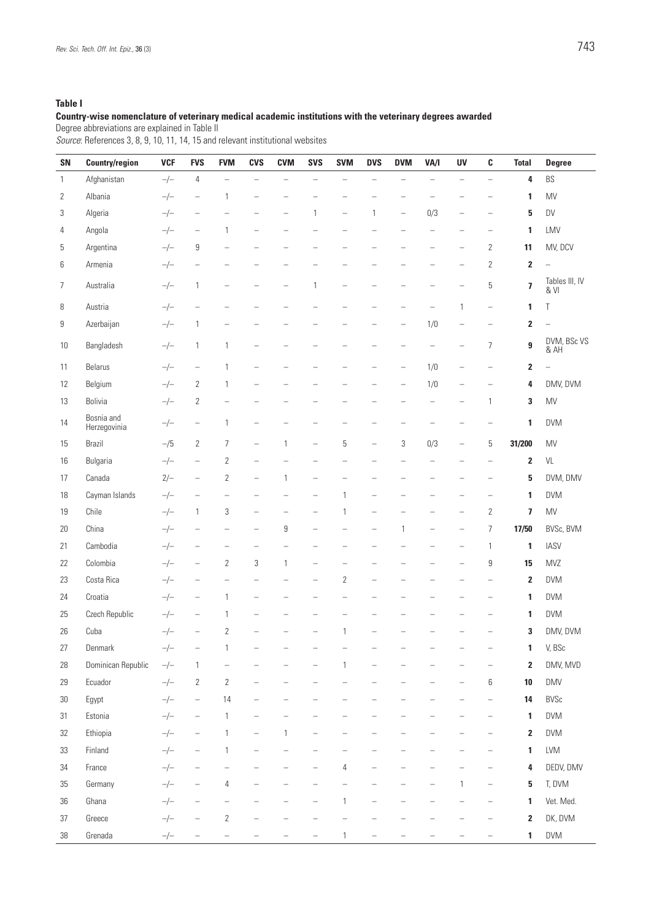**Table I**

**Country-wise nomenclature of veterinary medical academic institutions with the veterinary degrees awarded**

Degree abbreviations are explained in Table II

*Source*: References 3, 8, 9, 10, 11, 14, 15 and relevant institutional websites

| SN | Country/region | VCF | FVS | FVM | CVS | CVM | SVS | SVM | DVS | DVM | VA/I | UV | C | Total | Degree |
|---|---|---|---|---|---|---|---|---|---|---|---|---|---|---|---|
| 1 | Afghanistan | –/– | 4 | – | – | – | – | – | – | – | – | – | – | **4** | BS |
| 2 | Albania | –/– | – | 1 | – | – | – | – | – | – | – | – | – | **1** | MV |
| 3 | Algeria | –/– | – | – | – | – | 1 | – | 1 | – | 0/3 | – | – | **5** | DV |
| 4 | Angola | –/– | – | 1 | – | – | – | – | – | – | – | – | – | **1** | LMV |
| 5 | Argentina | –/– | 9 | – | – | – | – | – | – | – | – | – | 2 | **11** | MV, DCV |
| 6 | Armenia | –/– | – | – | – | – | – | – | – | – | – | – | 2 | **2** | – |
| 7 | Australia | –/– | 1 | – | – | – | 1 | – | – | – | – | – | 5 | **7** | Tables III, IV & VI |
| 8 | Austria | –/– | – | – | – | – | – | – | – | – | – | 1 | – | **1** | T |
| 9 | Azerbaijan | –/– | 1 | – | – | – | – | – | – | – | 1/0 | – | – | **2** | – |
| 10 | Bangladesh | –/– | 1 | 1 | – | – | – | – | – | – | – | – | 7 | **9** | DVM, BSc VS & AH |
| 11 | Belarus | –/– | – | 1 | – | – | – | – | – | – | 1/0 | – | – | **2** | – |
| 12 | Belgium | –/– | 2 | 1 | – | – | – | – | – | – | 1/0 | – | – | **4** | DMV, DVM |
| 13 | Bolivia | –/– | 2 | – | – | – | – | – | – | – | – | – | 1 | **3** | MV |
| 14 | Bosnia and Herzegovinia | –/– | – | 1 | – | – | – | – | – | – | – | – | – | **1** | DVM |
| 15 | Brazil | –/5 | 2 | 7 | – | 1 | – | 5 | – | 3 | 0/3 | – | 5 | **31/200** | MV |
| 16 | Bulgaria | –/– | – | 2 | – | – | – | – | – | – | – | – | – | **2** | VL |
| 17 | Canada | 2/– | – | 2 | – | 1 | – | – | – | – | – | – | – | **5** | DVM, DMV |
| 18 | Cayman Islands | –/– | – | – | – | – | – | 1 | – | – | – | – | – | **1** | DVM |
| 19 | Chile | –/– | 1 | 3 | – | – | – | 1 | – | – | – | – | 2 | **7** | MV |
| 20 | China | –/– | – | – | – | 9 | – | – | – | 1 | – | – | 7 | **17/50** | BVSc, BVM |
| 21 | Cambodia | –/– | – | – | – | – | – | – | – | – | – | – | 1 | **1** | IASV |
| 22 | Colombia | –/– | – | 2 | 3 | 1 | – | – | – | – | – | – | 9 | **15** | MVZ |
| 23 | Costa Rica | –/– | – | – | – | – | – | 2 | – | – | – | – | – | **2** | DVM |
| 24 | Croatia | –/– | – | 1 | – | – | – | – | – | – | – | – | – | **1** | DVM |
| 25 | Czech Republic | –/– | – | 1 | – | – | – | – | – | – | – | – | – | **1** | DVM |
| 26 | Cuba | –/– | – | 2 | – | – | – | 1 | – | – | – | – | – | **3** | DMV, DVM |
| 27 | Denmark | –/– | – | 1 | – | – | – | – | – | – | – | – | – | **1** | V, BSc |
| 28 | Dominican Republic | –/– | 1 | – | – | – | – | 1 | – | – | – | – | – | **2** | DMV, MVD |
| 29 | Ecuador | –/– | 2 | 2 | – | – | – | – | – | – | – | – | 6 | **10** | DMV |
| 30 | Egypt | –/– | – | 14 | – | – | – | – | – | – | – | – | – | **14** | BVSc |
| 31 | Estonia | –/– | – | 1 | – | – | – | – | – | – | – | – | – | **1** | DVM |
| 32 | Ethiopia | –/– | – | 1 | – | 1 | – | – | – | – | – | – | – | **2** | DVM |
| 33 | Finland | –/– | – | 1 | – | – | – | – | – | – | – | – | – | **1** | LVM |
| 34 | France | –/– | – | – | – | – | – | 4 | – | – | – | – | – | **4** | DEDV, DMV |
| 35 | Germany | –/– | – | 4 | – | – | – | – | – | – | – | 1 | – | **5** | T, DVM |
| 36 | Ghana | –/– | – | – | – | – | – | 1 | – | – | – | – | – | **1** | Vet. Med. |
| 37 | Greece | –/– | – | 2 | – | – | – | – | – | – | – | – | – | **2** | DK, DVM |
| 38 | Grenada | –/– | – | – | – | – | – | 1 | – | – | – | – | – | **1** | DVM |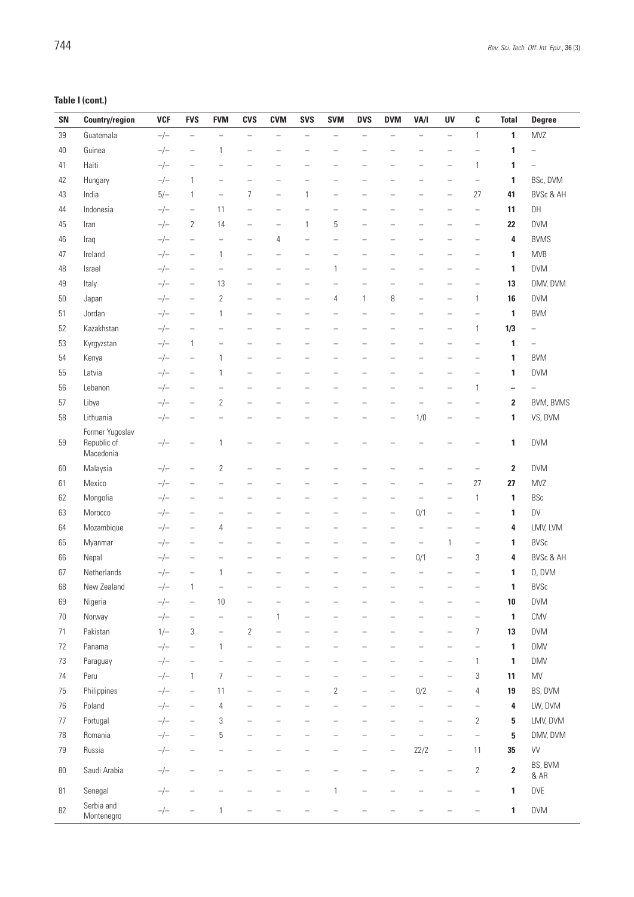**Table I (cont.)**

| SN | Country/region | VCF | FVS | FVM | CVS | CVM | SVS | SVM | DVS | DVM | VA/I | UV | C | Total | Degree |
|---|---|---|---|---|---|---|---|---|---|---|---|---|---|---|---|
| 39 | Guatemala | –/– | – | – | – | – | – | – | – | – | – | – | 1 | **1** | MVZ |
| 40 | Guinea | –/– | – | 1 | – | – | – | – | – | – | – | – | – | **1** | – |
| 41 | Haiti | –/– | – | – | – | – | – | – | – | – | – | – | 1 | **1** | – |
| 42 | Hungary | –/– | 1 | – | – | – | – | – | – | – | – | – | – | **1** | BSc, DVM |
| 43 | India | 5/– | 1 | – | 7 | – | 1 | – | – | – | – | – | 27 | **41** | BVSc & AH |
| 44 | Indonesia | –/– | – | 11 | – | – | – | – | – | – | – | – | – | **11** | DH |
| 45 | Iran | –/– | 2 | 14 | – | – | 1 | 5 | – | – | – | – | – | **22** | DVM |
| 46 | Iraq | –/– | – | – | – | 4 | – | – | – | – | – | – | – | **4** | BVMS |
| 47 | Ireland | –/– | – | 1 | – | – | – | – | – | – | – | – | – | **1** | MVB |
| 48 | Israel | –/– | – | – | – | – | – | 1 | – | – | – | – | – | **1** | DVM |
| 49 | Italy | –/– | – | 13 | – | – | – | – | – | – | – | – | – | **13** | DMV, DVM |
| 50 | Japan | –/– | – | 2 | – | – | – | 4 | 1 | 8 | – | – | 1 | **16** | DVM |
| 51 | Jordan | –/– | – | 1 | – | – | – | – | – | – | – | – | – | **1** | BVM |
| 52 | Kazakhstan | –/– | – | – | – | – | – | – | – | – | – | – | 1 | **1/3** | – |
| 53 | Kyrgyzstan | –/– | 1 | – | – | – | – | – | – | – | – | – | – | **1** | – |
| 54 | Kenya | –/– | – | 1 | – | – | – | – | – | – | – | – | – | **1** | BVM |
| 55 | Latvia | –/– | – | 1 | – | – | – | – | – | – | – | – | – | **1** | DVM |
| 56 | Lebanon | –/– | – | – | – | – | – | – | – | – | – | – | 1 | **–** | – |
| 57 | Libya | –/– | – | 2 | – | – | – | – | – | – | – | – | – | **2** | BVM, BVMS |
| 58 | Lithuania | –/– | – | – | – | – | – | – | – | – | 1/0 | – | – | **1** | VS, DVM |
| 59 | Former Yugoslav Republic of Macedonia | –/– | – | 1 | – | – | – | – | – | – | – | – | – | **1** | DVM |
| 60 | Malaysia | –/– | – | 2 | – | – | – | – | – | – | – | – | – | **2** | DVM |
| 61 | Mexico | –/– | – | – | – | – | – | – | – | – | – | – | 27 | **27** | MVZ |
| 62 | Mongolia | –/– | – | – | – | – | – | – | – | – | – | – | 1 | **1** | BSc |
| 63 | Morocco | –/– | – | – | – | – | – | – | – | – | 0/1 | – | – | **1** | DV |
| 64 | Mozambique | –/– | – | 4 | – | – | – | – | – | – | – | – | – | **4** | LMV, LVM |
| 65 | Myanmar | –/– | – | – | – | – | – | – | – | – | – | 1 | – | **1** | BVSc |
| 66 | Nepal | –/– | – | – | – | – | – | – | – | – | 0/1 | – | 3 | **4** | BVSc & AH |
| 67 | Netherlands | –/– | – | 1 | – | – | – | – | – | – | – | – | – | **1** | D, DVM |
| 68 | New Zealand | –/– | 1 | – | – | – | – | – | – | – | – | – | – | **1** | BVSc |
| 69 | Nigeria | –/– | – | 10 | – | – | – | – | – | – | – | – | – | **10** | DVM |
| 70 | Norway | –/– | – | – | – | 1 | – | – | – | – | – | – | – | **1** | CMV |
| 71 | Pakistan | 1/– | 3 | – | 2 | – | – | – | – | – | – | – | 7 | **13** | DVM |
| 72 | Panama | –/– | – | 1 | – | – | – | – | – | – | – | – | – | **1** | DMV |
| 73 | Paraguay | –/– | – | – | – | – | – | – | – | – | – | – | 1 | **1** | DMV |
| 74 | Peru | –/– | 1 | 7 | – | – | – | – | – | – | – | – | 3 | **11** | MV |
| 75 | Philippines | –/– | – | 11 | – | – | – | 2 | – | – | 0/2 | – | 4 | **19** | BS, DVM |
| 76 | Poland | –/– | – | 4 | – | – | – | – | – | – | – | – | – | **4** | LW, DVM |
| 77 | Portugal | –/– | – | 3 | – | – | – | – | – | – | – | – | 2 | **5** | LMV, DVM |
| 78 | Romania | –/– | – | 5 | – | – | – | – | – | – | – | – | – | **5** | DMV, DVM |
| 79 | Russia | –/– | – | – | – | – | – | – | – | – | 22/2 | – | 11 | **35** | VV |
| 80 | Saudi Arabia | –/– | – | – | – | – | – | – | – | – | – | – | 2 | **2** | BS, BVM & AR |
| 81 | Senegal | –/– | – | – | – | – | – | 1 | – | – | – | – | – | **1** | DVE |
| 82 | Serbia and Montenegro | –/– | – | 1 | – | – | – | – | – | – | – | – | – | **1** | DVM |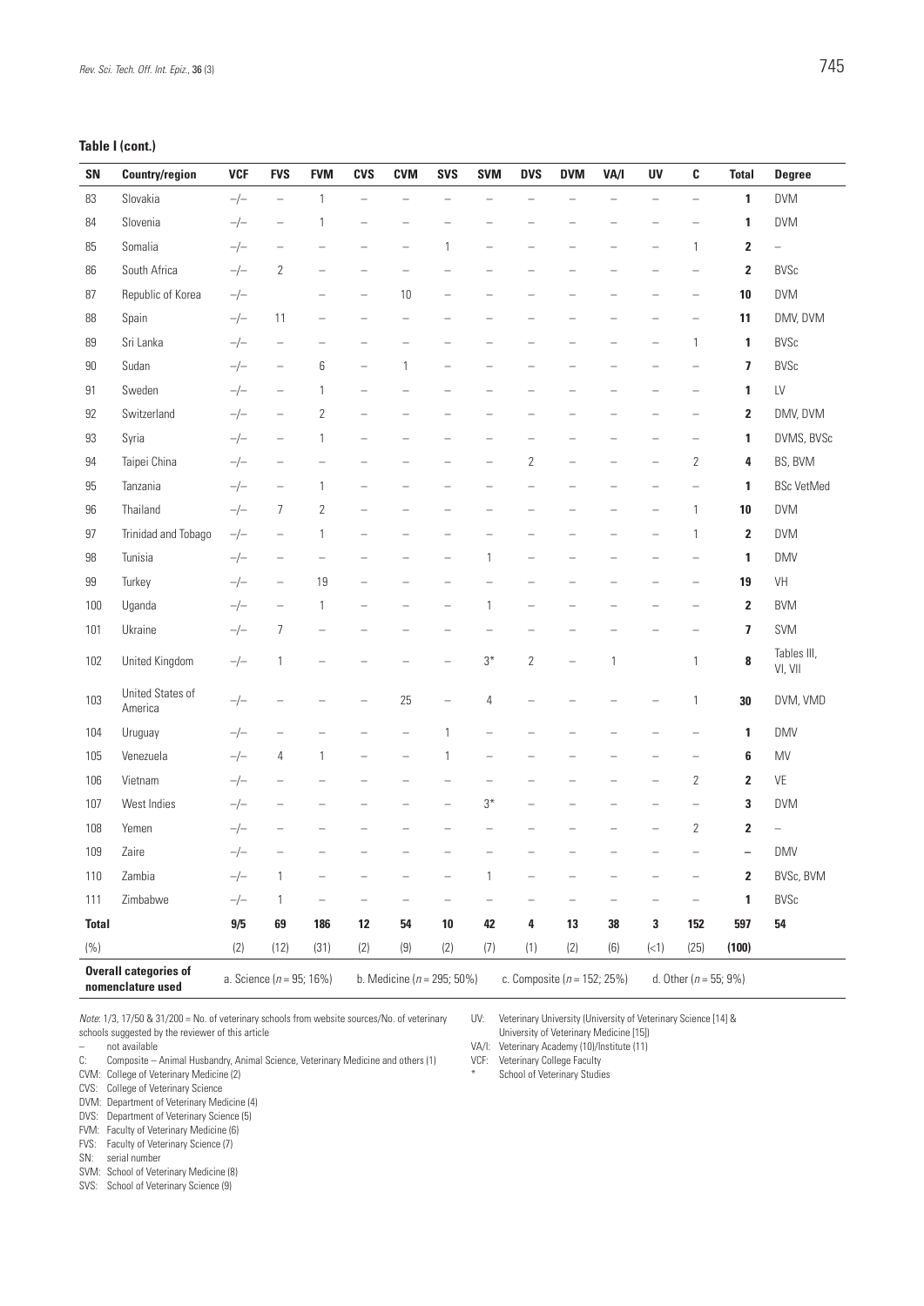**Table I (cont.)**

| SN | Country/region | VCF | FVS | FVM | CVS | CVM | SVS | SVM | DVS | DVM | VA/I | UV | C | Total | Degree |
|---|---|---|---|---|---|---|---|---|---|---|---|---|---|---|---|
| 83 | Slovakia | –/– | – | 1 | – | – | – | – | – | – | – | – | – | **1** | DVM |
| 84 | Slovenia | –/– | – | 1 | – | – | – | – | – | – | – | – | – | **1** | DVM |
| 85 | Somalia | –/– | – | – | – | – | 1 | – | – | – | – | – | 1 | **2** | – |
| 86 | South Africa | –/– | 2 | – | – | – | – | – | – | – | – | – | – | **2** | BVSc |
| 87 | Republic of Korea | –/– | | – | – | 10 | – | – | – | – | – | – | – | **10** | DVM |
| 88 | Spain | –/– | 11 | – | – | – | – | – | – | – | – | – | – | **11** | DMV, DVM |
| 89 | Sri Lanka | –/– | – | – | – | – | – | – | – | – | – | – | 1 | **1** | BVSc |
| 90 | Sudan | –/– | – | 6 | – | 1 | – | – | – | – | – | – | – | **7** | BVSc |
| 91 | Sweden | –/– | – | 1 | – | – | – | – | – | – | – | – | – | **1** | LV |
| 92 | Switzerland | –/– | – | 2 | – | – | – | – | – | – | – | – | – | **2** | DMV, DVM |
| 93 | Syria | –/– | – | 1 | – | – | – | – | – | – | – | – | – | **1** | DVMS, BVSc |
| 94 | Taipei China | –/– | – | – | – | – | – | – | 2 | – | – | – | 2 | **4** | BS, BVM |
| 95 | Tanzania | –/– | – | 1 | – | – | – | – | – | – | – | – | – | **1** | BSc VetMed |
| 96 | Thailand | –/– | 7 | 2 | – | – | – | – | – | – | – | – | 1 | **10** | DVM |
| 97 | Trinidad and Tobago | –/– | – | 1 | – | – | – | – | – | – | – | – | 1 | **2** | DVM |
| 98 | Tunisia | –/– | – | – | – | – | – | 1 | – | – | – | – | – | **1** | DMV |
| 99 | Turkey | –/– | – | 19 | – | – | – | – | – | – | – | – | – | **19** | VH |
| 100 | Uganda | –/– | – | 1 | – | – | – | 1 | – | – | – | – | – | **2** | BVM |
| 101 | Ukraine | –/– | 7 | – | – | – | – | – | – | – | – | – | – | **7** | SVM |
| 102 | United Kingdom | –/– | 1 | – | – | – | – | 3* | 2 | – | 1 | | 1 | **8** | Tables III, VI, VII |
| 103 | United States of America | –/– | – | – | – | 25 | – | 4 | – | – | – | – | 1 | **30** | DVM, VMD |
| 104 | Uruguay | –/– | – | – | – | – | 1 | – | – | – | – | – | – | **1** | DMV |
| 105 | Venezuela | –/– | 4 | 1 | – | – | 1 | – | – | – | – | – | – | **6** | MV |
| 106 | Vietnam | –/– | – | – | – | – | – | – | – | – | – | – | 2 | **2** | VE |
| 107 | West Indies | –/– | – | – | – | – | – | 3* | – | – | – | – | – | **3** | DVM |
| 108 | Yemen | –/– | – | – | – | – | – | – | – | – | – | – | 2 | **2** | – |
| 109 | Zaire | –/– | – | – | – | – | – | – | – | – | – | – | – | **–** | DMV |
| 110 | Zambia | –/– | 1 | – | – | – | – | 1 | – | – | – | – | – | **2** | BVSc, BVM |
| 111 | Zimbabwe | –/– | 1 | – | – | – | – | – | – | – | – | – | – | **1** | BVSc |
| **Total** | | **9/5** | **69** | **186** | **12** | **54** | **10** | **42** | **4** | **13** | **38** | **3** | **152** | **597** | **54** |
| (%) | | (2) | (12) | (31) | (2) | (9) | (2) | (7) | (1) | (2) | (6) | (<1) | (25) | **(100)** | |
| **Overall categories of nomenclature used** | | a. Science (*n* = 95; 16%) | | | b. Medicine (*n* = 295; 50%) | | | | c. Composite (*n* = 152; 25%) | | | d. Other (*n* = 55; 9%) | | | |

*Note*: 1/3, 17/50 & 31/200 = No. of veterinary schools from website sources/No. of veterinary schools suggested by the reviewer of this article

– not available
C: Composite – Animal Husbandry, Animal Science, Veterinary Medicine and others (1)
CVM: College of Veterinary Medicine (2)
CVS: College of Veterinary Science
DVM: Department of Veterinary Medicine (4)
DVS: Department of Veterinary Science (5)
FVM: Faculty of Veterinary Medicine (6)
FVS: Faculty of Veterinary Science (7)
SN: serial number
SVM: School of Veterinary Medicine (8)
SVS: School of Veterinary Science (9)
UV: Veterinary University (University of Veterinary Science [14] & University of Veterinary Medicine [15])
VA/I: Veterinary Academy (10)/Institute (11)
VCF: Veterinary College Faculty
\* School of Veterinary Studies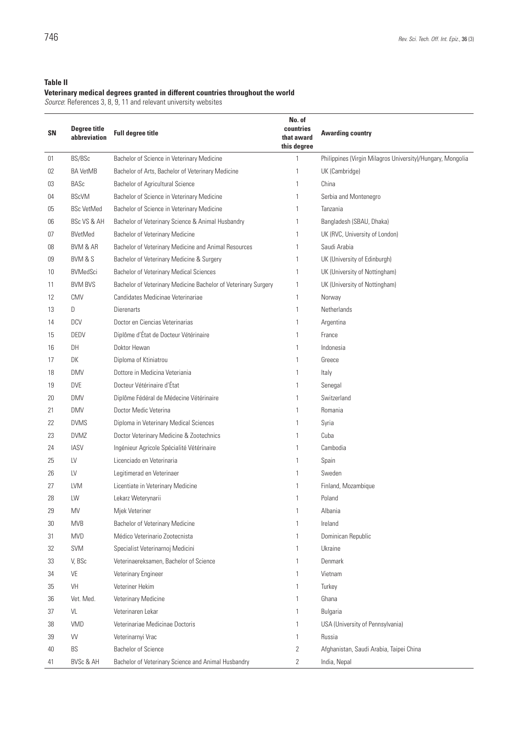**Table II**
**Veterinary medical degrees granted in different countries throughout the world**
*Source*: References 3, 8, 9, 11 and relevant university websites

| SN | Degree title abbreviation | Full degree title | No. of countries that award this degree | Awarding country |
|---|---|---|---|---|
| 01 | BS/BSc | Bachelor of Science in Veterinary Medicine | 1 | Philippines (Virgin Milagros University)/Hungary, Mongolia |
| 02 | BA VetMB | Bachelor of Arts, Bachelor of Veterinary Medicine | 1 | UK (Cambridge) |
| 03 | BASc | Bachelor of Agricultural Science | 1 | China |
| 04 | BScVM | Bachelor of Science in Veterinary Medicine | 1 | Serbia and Montenegro |
| 05 | BSc VetMed | Bachelor of Science in Veterinary Medicine | 1 | Tanzania |
| 06 | BSc VS & AH | Bachelor of Veterinary Science & Animal Husbandry | 1 | Bangladesh (SBAU, Dhaka) |
| 07 | BVetMed | Bachelor of Veterinary Medicine | 1 | UK (RVC, University of London) |
| 08 | BVM & AR | Bachelor of Veterinary Medicine and Animal Resources | 1 | Saudi Arabia |
| 09 | BVM & S | Bachelor of Veterinary Medicine & Surgery | 1 | UK (University of Edinburgh) |
| 10 | BVMedSci | Bachelor of Veterinary Medical Sciences | 1 | UK (University of Nottingham) |
| 11 | BVM BVS | Bachelor of Veterinary Medicine Bachelor of Veterinary Surgery | 1 | UK (University of Nottingham) |
| 12 | CMV | Candidates Medicinae Veterinariae | 1 | Norway |
| 13 | D | Dierenarts | 1 | Netherlands |
| 14 | DCV | Doctor en Ciencias Veterinarias | 1 | Argentina |
| 15 | DEDV | Diplôme d'État de Docteur Vétérinaire | 1 | France |
| 16 | DH | Doktor Hewan | 1 | Indonesia |
| 17 | DK | Diploma of Ktiniatrou | 1 | Greece |
| 18 | DMV | Dottore in Medicina Veteriania | 1 | Italy |
| 19 | DVE | Docteur Vétérinaire d'État | 1 | Senegal |
| 20 | DMV | Diplôme Fédéral de Médecine Vétérinaire | 1 | Switzerland |
| 21 | DMV | Doctor Medic Veterina | 1 | Romania |
| 22 | DVMS | Diploma in Veterinary Medical Sciences | 1 | Syria |
| 23 | DVMZ | Doctor Veterinary Medicine & Zootechnics | 1 | Cuba |
| 24 | IASV | Ingénieur Agricole Spécialité Vétérinaire | 1 | Cambodia |
| 25 | LV | Licenciado en Veterinaria | 1 | Spain |
| 26 | LV | Legitimerad en Veterinaer | 1 | Sweden |
| 27 | LVM | Licentiate in Veterinary Medicine | 1 | Finland, Mozambique |
| 28 | LW | Lekarz Weterynarii | 1 | Poland |
| 29 | MV | Mjek Veteriner | 1 | Albania |
| 30 | MVB | Bachelor of Veterinary Medicine | 1 | Ireland |
| 31 | MVD | Médico Veterinario Zootecnista | 1 | Dominican Republic |
| 32 | SVM | Specialist Veterinarnoj Medicini | 1 | Ukraine |
| 33 | V, BSc | Veterinaereksamen, Bachelor of Science | 1 | Denmark |
| 34 | VE | Veterinary Engineer | 1 | Vietnam |
| 35 | VH | Veteriner Hekim | 1 | Turkey |
| 36 | Vet. Med. | Veterinary Medicine | 1 | Ghana |
| 37 | VL | Veterinaren Lekar | 1 | Bulgaria |
| 38 | VMD | Veterinariae Medicinae Doctoris | 1 | USA (University of Pennsylvania) |
| 39 | VV | Veterinarnyi Vrac | 1 | Russia |
| 40 | BS | Bachelor of Science | 2 | Afghanistan, Saudi Arabia, Taipei China |
| 41 | BVSc & AH | Bachelor of Veterinary Science and Animal Husbandry | 2 | India, Nepal |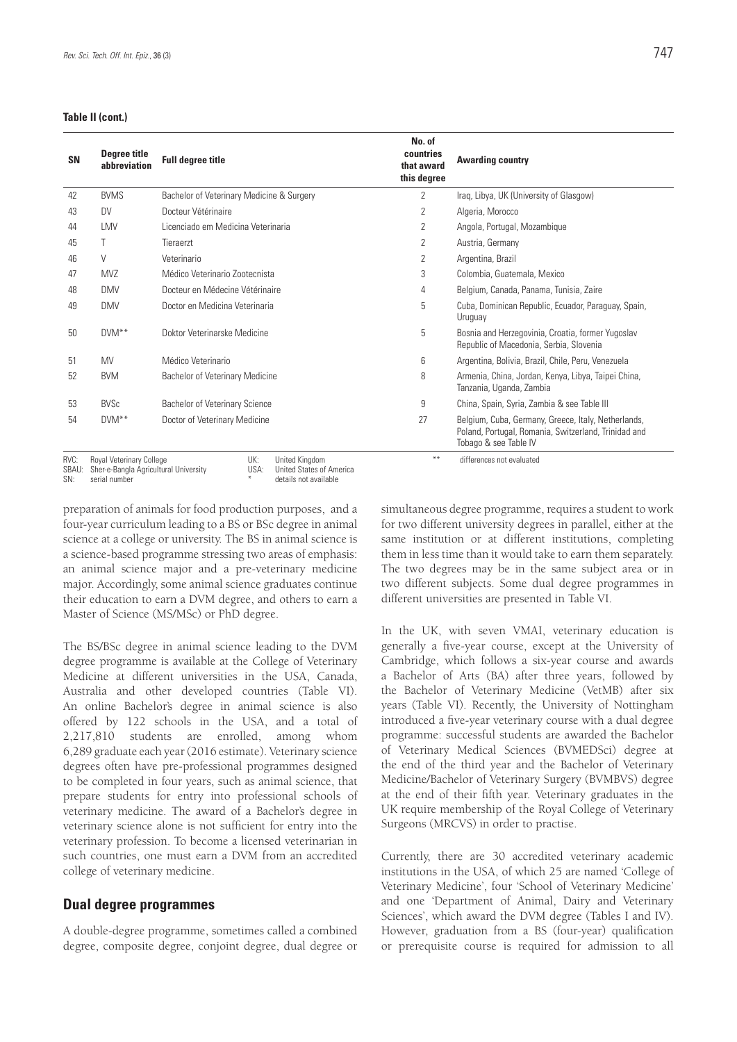**Table II (cont.)**

| SN | Degree title abbreviation | Full degree title | No. of countries that award this degree | Awarding country |
|---|---|---|---|---|
| 42 | BVMS | Bachelor of Veterinary Medicine & Surgery | 2 | Iraq, Libya, UK (University of Glasgow) |
| 43 | DV | Docteur Vétérinaire | 2 | Algeria, Morocco |
| 44 | LMV | Licenciado em Medicina Veterinaria | 2 | Angola, Portugal, Mozambique |
| 45 | T | Tieraerzt | 2 | Austria, Germany |
| 46 | V | Veterinario | 2 | Argentina, Brazil |
| 47 | MVZ | Médico Veterinario Zootecnista | 3 | Colombia, Guatemala, Mexico |
| 48 | DMV | Docteur en Médecine Vétérinaire | 4 | Belgium, Canada, Panama, Tunisia, Zaire |
| 49 | DMV | Doctor en Medicina Veterinaria | 5 | Cuba, Dominican Republic, Ecuador, Paraguay, Spain, Uruguay |
| 50 | DVM** | Doktor Veterinarske Medicine | 5 | Bosnia and Herzegovinia, Croatia, former Yugoslav Republic of Macedonia, Serbia, Slovenia |
| 51 | MV | Médico Veterinario | 6 | Argentina, Bolivia, Brazil, Chile, Peru, Venezuela |
| 52 | BVM | Bachelor of Veterinary Medicine | 8 | Armenia, China, Jordan, Kenya, Libya, Taipei China, Tanzania, Uganda, Zambia |
| 53 | BVSc | Bachelor of Veterinary Science | 9 | China, Spain, Syria, Zambia & see Table III |
| 54 | DVM** | Doctor of Veterinary Medicine | 27 | Belgium, Cuba, Germany, Greece, Italy, Netherlands, Poland, Portugal, Romania, Switzerland, Trinidad and Tobago & see Table IV |

RVC: Royal Veterinary College
SBAU: Sher-e-Bangla Agricultural University
SN: serial number
UK: United Kingdom
USA: United States of America
\* details not available
\*\* differences not evaluated

preparation of animals for food production purposes, and a four-year curriculum leading to a BS or BSc degree in animal science at a college or university. The BS in animal science is a science-based programme stressing two areas of emphasis: an animal science major and a pre-veterinary medicine major. Accordingly, some animal science graduates continue their education to earn a DVM degree, and others to earn a Master of Science (MS/MSc) or PhD degree.

The BS/BSc degree in animal science leading to the DVM degree programme is available at the College of Veterinary Medicine at different universities in the USA, Canada, Australia and other developed countries (Table VI). An online Bachelor's degree in animal science is also offered by 122 schools in the USA, and a total of 2,217,810 students are enrolled, among whom 6,289 graduate each year (2016 estimate). Veterinary science degrees often have pre-professional programmes designed to be completed in four years, such as animal science, that prepare students for entry into professional schools of veterinary medicine. The award of a Bachelor's degree in veterinary science alone is not sufficient for entry into the veterinary profession. To become a licensed veterinarian in such countries, one must earn a DVM from an accredited college of veterinary medicine.

## Dual degree programmes

A double-degree programme, sometimes called a combined degree, composite degree, conjoint degree, dual degree or simultaneous degree programme, requires a student to work for two different university degrees in parallel, either at the same institution or at different institutions, completing them in less time than it would take to earn them separately. The two degrees may be in the same subject area or in two different subjects. Some dual degree programmes in different universities are presented in Table VI.

In the UK, with seven VMAI, veterinary education is generally a five-year course, except at the University of Cambridge, which follows a six-year course and awards a Bachelor of Arts (BA) after three years, followed by the Bachelor of Veterinary Medicine (VetMB) after six years (Table VI). Recently, the University of Nottingham introduced a five-year veterinary course with a dual degree programme: successful students are awarded the Bachelor of Veterinary Medical Sciences (BVMEDSci) degree at the end of the third year and the Bachelor of Veterinary Medicine/Bachelor of Veterinary Surgery (BVMBVS) degree at the end of their fifth year. Veterinary graduates in the UK require membership of the Royal College of Veterinary Surgeons (MRCVS) in order to practise.

Currently, there are 30 accredited veterinary academic institutions in the USA, of which 25 are named 'College of Veterinary Medicine', four 'School of Veterinary Medicine' and one 'Department of Animal, Dairy and Veterinary Sciences', which award the DVM degree (Tables I and IV). However, graduation from a BS (four-year) qualification or prerequisite course is required for admission to all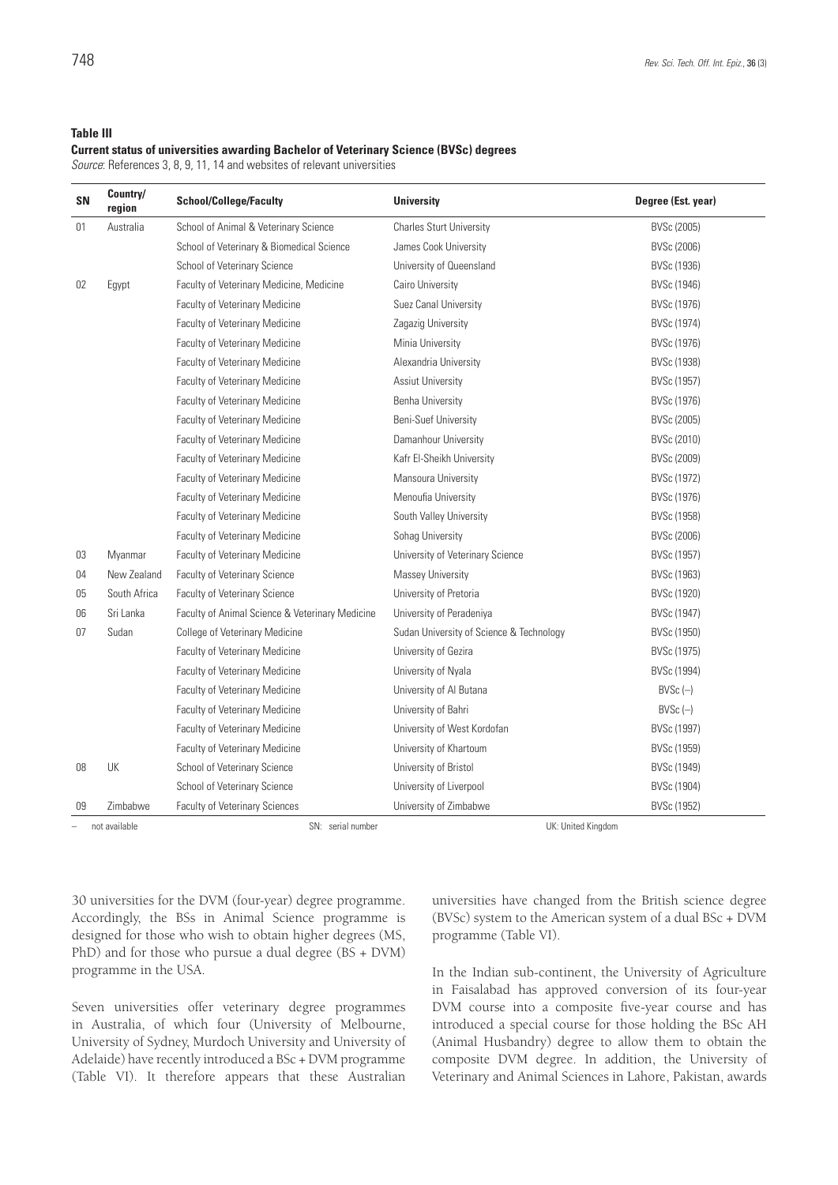**Table III**
**Current status of universities awarding Bachelor of Veterinary Science (BVSc) degrees**
*Source*: References 3, 8, 9, 11, 14 and websites of relevant universities

| SN | Country/ region | School/College/Faculty | University | Degree (Est. year) |
|---|---|---|---|---|
| 01 | Australia | School of Animal & Veterinary Science | Charles Sturt University | BVSc (2005) |
| | | School of Veterinary & Biomedical Science | James Cook University | BVSc (2006) |
| | | School of Veterinary Science | University of Queensland | BVSc (1936) |
| 02 | Egypt | Faculty of Veterinary Medicine, Medicine | Cairo University | BVSc (1946) |
| | | Faculty of Veterinary Medicine | Suez Canal University | BVSc (1976) |
| | | Faculty of Veterinary Medicine | Zagazig University | BVSc (1974) |
| | | Faculty of Veterinary Medicine | Minia University | BVSc (1976) |
| | | Faculty of Veterinary Medicine | Alexandria University | BVSc (1938) |
| | | Faculty of Veterinary Medicine | Assiut University | BVSc (1957) |
| | | Faculty of Veterinary Medicine | Benha University | BVSc (1976) |
| | | Faculty of Veterinary Medicine | Beni-Suef University | BVSc (2005) |
| | | Faculty of Veterinary Medicine | Damanhour University | BVSc (2010) |
| | | Faculty of Veterinary Medicine | Kafr El-Sheikh University | BVSc (2009) |
| | | Faculty of Veterinary Medicine | Mansoura University | BVSc (1972) |
| | | Faculty of Veterinary Medicine | Menoufia University | BVSc (1976) |
| | | Faculty of Veterinary Medicine | South Valley University | BVSc (1958) |
| | | Faculty of Veterinary Medicine | Sohag University | BVSc (2006) |
| 03 | Myanmar | Faculty of Veterinary Medicine | University of Veterinary Science | BVSc (1957) |
| 04 | New Zealand | Faculty of Veterinary Science | Massey University | BVSc (1963) |
| 05 | South Africa | Faculty of Veterinary Science | University of Pretoria | BVSc (1920) |
| 06 | Sri Lanka | Faculty of Animal Science & Veterinary Medicine | University of Peradeniya | BVSc (1947) |
| 07 | Sudan | College of Veterinary Medicine | Sudan University of Science & Technology | BVSc (1950) |
| | | Faculty of Veterinary Medicine | University of Gezira | BVSc (1975) |
| | | Faculty of Veterinary Medicine | University of Nyala | BVSc (1994) |
| | | Faculty of Veterinary Medicine | University of Al Butana | BVSc (–) |
| | | Faculty of Veterinary Medicine | University of Bahri | BVSc (–) |
| | | Faculty of Veterinary Medicine | University of West Kordofan | BVSc (1997) |
| | | Faculty of Veterinary Medicine | University of Khartoum | BVSc (1959) |
| 08 | UK | School of Veterinary Science | University of Bristol | BVSc (1949) |
| | | School of Veterinary Science | University of Liverpool | BVSc (1904) |
| 09 | Zimbabwe | Faculty of Veterinary Sciences | University of Zimbabwe | BVSc (1952) |

– not available SN: serial number UK: United Kingdom

30 universities for the DVM (four-year) degree programme. Accordingly, the BSs in Animal Science programme is designed for those who wish to obtain higher degrees (MS, PhD) and for those who pursue a dual degree (BS + DVM) programme in the USA.

Seven universities offer veterinary degree programmes in Australia, of which four (University of Melbourne, University of Sydney, Murdoch University and University of Adelaide) have recently introduced a BSc + DVM programme (Table VI). It therefore appears that these Australian universities have changed from the British science degree (BVSc) system to the American system of a dual BSc + DVM programme (Table VI).

In the Indian sub-continent, the University of Agriculture in Faisalabad has approved conversion of its four-year DVM course into a composite five-year course and has introduced a special course for those holding the BSc AH (Animal Husbandry) degree to allow them to obtain the composite DVM degree. In addition, the University of Veterinary and Animal Sciences in Lahore, Pakistan, awards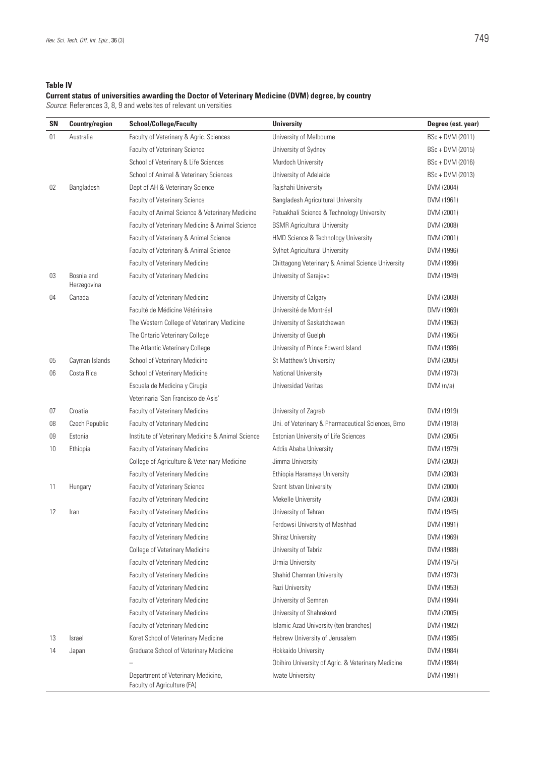**Table IV**

**Current status of universities awarding the Doctor of Veterinary Medicine (DVM) degree, by country**

*Source*: References 3, 8, 9 and websites of relevant universities

| SN | Country/region | School/College/Faculty | University | Degree (est. year) |
|---|---|---|---|---|
| 01 | Australia | Faculty of Veterinary & Agric. Sciences | University of Melbourne | BSc + DVM (2011) |
| | | Faculty of Veterinary Science | University of Sydney | BSc + DVM (2015) |
| | | School of Veterinary & Life Sciences | Murdoch University | BSc + DVM (2016) |
| | | School of Animal & Veterinary Sciences | University of Adelaide | BSc + DVM (2013) |
| 02 | Bangladesh | Dept of AH & Veterinary Science | Rajshahi University | DVM (2004) |
| | | Faculty of Veterinary Science | Bangladesh Agricultural University | DVM (1961) |
| | | Faculty of Animal Science & Veterinary Medicine | Patuakhali Science & Technology University | DVM (2001) |
| | | Faculty of Veterinary Medicine & Animal Science | BSMR Agricultural University | DVM (2008) |
| | | Faculty of Veterinary & Animal Science | HMD Science & Technology University | DVM (2001) |
| | | Faculty of Veterinary & Animal Science | Sylhet Agricultural University | DVM (1996) |
| | | Faculty of Veterinary Medicine | Chittagong Veterinary & Animal Science University | DVM (1996) |
| 03 | Bosnia and Herzegovina | Faculty of Veterinary Medicine | University of Sarajevo | DVM (1949) |
| 04 | Canada | Faculty of Veterinary Medicine | University of Calgary | DVM (2008) |
| | | Faculté de Médicine Vétérinaire | Université de Montréal | DMV (1969) |
| | | The Western College of Veterinary Medicine | University of Saskatchewan | DVM (1963) |
| | | The Ontario Veterinary College | University of Guelph | DVM (1965) |
| | | The Atlantic Veterinary College | University of Prince Edward Island | DVM (1986) |
| 05 | Cayman Islands | School of Veterinary Medicine | St Matthew's University | DVM (2005) |
| 06 | Costa Rica | School of Veterinary Medicine | National University | DVM (1973) |
| | | Escuela de Medicina y Cirugia Veterinaria 'San Francisco de Asis' | Universidad Veritas | DVM (n/a) |
| 07 | Croatia | Faculty of Veterinary Medicine | University of Zagreb | DVM (1919) |
| 08 | Czech Republic | Faculty of Veterinary Medicine | Uni. of Veterinary & Pharmaceutical Sciences, Brno | DVM (1918) |
| 09 | Estonia | Institute of Veterinary Medicine & Animal Science | Estonian University of Life Sciences | DVM (2005) |
| 10 | Ethiopia | Faculty of Veterinary Medicine | Addis Ababa University | DVM (1979) |
| | | College of Agriculture & Veterinary Medicine | Jimma University | DVM (2003) |
| | | Faculty of Veterinary Medicine | Ethiopia Haramaya University | DVM (2003) |
| 11 | Hungary | Faculty of Veterinary Science | Szent Istvan University | DVM (2000) |
| | | Faculty of Veterinary Medicine | Mekelle University | DVM (2003) |
| 12 | Iran | Faculty of Veterinary Medicine | University of Tehran | DVM (1945) |
| | | Faculty of Veterinary Medicine | Ferdowsi University of Mashhad | DVM (1991) |
| | | Faculty of Veterinary Medicine | Shiraz University | DVM (1969) |
| | | College of Veterinary Medicine | University of Tabriz | DVM (1988) |
| | | Faculty of Veterinary Medicine | Urmia University | DVM (1975) |
| | | Faculty of Veterinary Medicine | Shahid Chamran University | DVM (1973) |
| | | Faculty of Veterinary Medicine | Razi University | DVM (1953) |
| | | Faculty of Veterinary Medicine | University of Semnan | DVM (1994) |
| | | Faculty of Veterinary Medicine | University of Shahrekord | DVM (2005) |
| | | Faculty of Veterinary Medicine | Islamic Azad University (ten branches) | DVM (1982) |
| 13 | Israel | Koret School of Veterinary Medicine | Hebrew University of Jerusalem | DVM (1985) |
| 14 | Japan | Graduate School of Veterinary Medicine | Hokkaido University | DVM (1984) |
| | | – | Obihiro University of Agric. & Veterinary Medicine | DVM (1984) |
| | | Department of Veterinary Medicine, Faculty of Agriculture (FA) | Iwate University | DVM (1991) |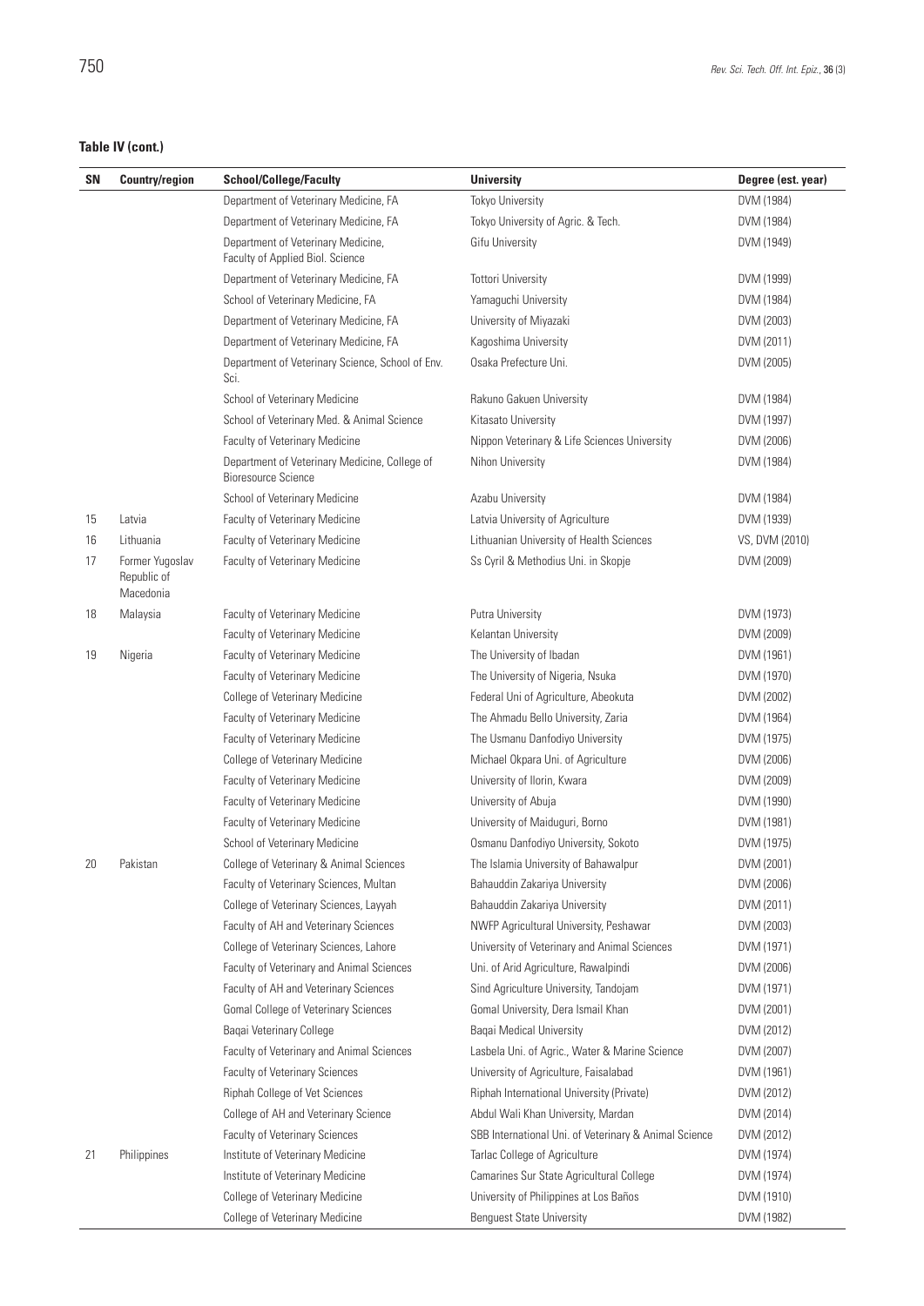**Table IV (cont.)**

| SN | Country/region | School/College/Faculty | University | Degree (est. year) |
|---|---|---|---|---|
| | | Department of Veterinary Medicine, FA | Tokyo University | DVM (1984) |
| | | Department of Veterinary Medicine, FA | Tokyo University of Agric. & Tech. | DVM (1984) |
| | | Department of Veterinary Medicine, Faculty of Applied Biol. Science | Gifu University | DVM (1949) |
| | | Department of Veterinary Medicine, FA | Tottori University | DVM (1999) |
| | | School of Veterinary Medicine, FA | Yamaguchi University | DVM (1984) |
| | | Department of Veterinary Medicine, FA | University of Miyazaki | DVM (2003) |
| | | Department of Veterinary Medicine, FA | Kagoshima University | DVM (2011) |
| | | Department of Veterinary Science, School of Env. Sci. | Osaka Prefecture Uni. | DVM (2005) |
| | | School of Veterinary Medicine | Rakuno Gakuen University | DVM (1984) |
| | | School of Veterinary Med. & Animal Science | Kitasato University | DVM (1997) |
| | | Faculty of Veterinary Medicine | Nippon Veterinary & Life Sciences University | DVM (2006) |
| | | Department of Veterinary Medicine, College of Bioresource Science | Nihon University | DVM (1984) |
| | | School of Veterinary Medicine | Azabu University | DVM (1984) |
| 15 | Latvia | Faculty of Veterinary Medicine | Latvia University of Agriculture | DVM (1939) |
| 16 | Lithuania | Faculty of Veterinary Medicine | Lithuanian University of Health Sciences | VS, DVM (2010) |
| 17 | Former Yugoslav Republic of Macedonia | Faculty of Veterinary Medicine | Ss Cyril & Methodius Uni. in Skopje | DVM (2009) |
| 18 | Malaysia | Faculty of Veterinary Medicine | Putra University | DVM (1973) |
| | | Faculty of Veterinary Medicine | Kelantan University | DVM (2009) |
| 19 | Nigeria | Faculty of Veterinary Medicine | The University of Ibadan | DVM (1961) |
| | | Faculty of Veterinary Medicine | The University of Nigeria, Nsuka | DVM (1970) |
| | | College of Veterinary Medicine | Federal Uni of Agriculture, Abeokuta | DVM (2002) |
| | | Faculty of Veterinary Medicine | The Ahmadu Bello University, Zaria | DVM (1964) |
| | | Faculty of Veterinary Medicine | The Usmanu Danfodiyo University | DVM (1975) |
| | | College of Veterinary Medicine | Michael Okpara Uni. of Agriculture | DVM (2006) |
| | | Faculty of Veterinary Medicine | University of Ilorin, Kwara | DVM (2009) |
| | | Faculty of Veterinary Medicine | University of Abuja | DVM (1990) |
| | | Faculty of Veterinary Medicine | University of Maiduguri, Borno | DVM (1981) |
| | | School of Veterinary Medicine | Osmanu Danfodiyo University, Sokoto | DVM (1975) |
| 20 | Pakistan | College of Veterinary & Animal Sciences | The Islamia University of Bahawalpur | DVM (2001) |
| | | Faculty of Veterinary Sciences, Multan | Bahauddin Zakariya University | DVM (2006) |
| | | College of Veterinary Sciences, Layyah | Bahauddin Zakariya University | DVM (2011) |
| | | Faculty of AH and Veterinary Sciences | NWFP Agricultural University, Peshawar | DVM (2003) |
| | | College of Veterinary Sciences, Lahore | University of Veterinary and Animal Sciences | DVM (1971) |
| | | Faculty of Veterinary and Animal Sciences | Uni. of Arid Agriculture, Rawalpindi | DVM (2006) |
| | | Faculty of AH and Veterinary Sciences | Sind Agriculture University, Tandojam | DVM (1971) |
| | | Gomal College of Veterinary Sciences | Gomal University, Dera Ismail Khan | DVM (2001) |
| | | Baqai Veterinary College | Baqai Medical University | DVM (2012) |
| | | Faculty of Veterinary and Animal Sciences | Lasbela Uni. of Agric., Water & Marine Science | DVM (2007) |
| | | Faculty of Veterinary Sciences | University of Agriculture, Faisalabad | DVM (1961) |
| | | Riphah College of Vet Sciences | Riphah International University (Private) | DVM (2012) |
| | | College of AH and Veterinary Science | Abdul Wali Khan University, Mardan | DVM (2014) |
| | | Faculty of Veterinary Sciences | SBB International Uni. of Veterinary & Animal Science | DVM (2012) |
| 21 | Philippines | Institute of Veterinary Medicine | Tarlac College of Agriculture | DVM (1974) |
| | | Institute of Veterinary Medicine | Camarines Sur State Agricultural College | DVM (1974) |
| | | College of Veterinary Medicine | University of Philippines at Los Baños | DVM (1910) |
| | | College of Veterinary Medicine | Benguest State University | DVM (1982) |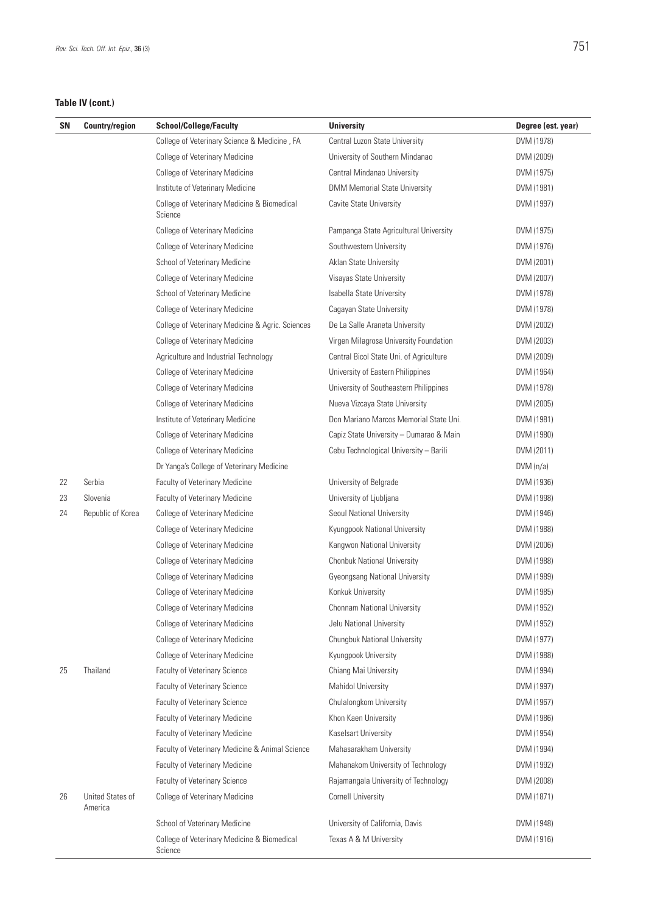**Table IV (cont.)**

| SN | Country/region | School/College/Faculty | University | Degree (est. year) |
|---|---|---|---|---|
| | | College of Veterinary Science & Medicine , FA | Central Luzon State University | DVM (1978) |
| | | College of Veterinary Medicine | University of Southern Mindanao | DVM (2009) |
| | | College of Veterinary Medicine | Central Mindanao University | DVM (1975) |
| | | Institute of Veterinary Medicine | DMM Memorial State University | DVM (1981) |
| | | College of Veterinary Medicine & Biomedical Science | Cavite State University | DVM (1997) |
| | | College of Veterinary Medicine | Pampanga State Agricultural University | DVM (1975) |
| | | College of Veterinary Medicine | Southwestern University | DVM (1976) |
| | | School of Veterinary Medicine | Aklan State University | DVM (2001) |
| | | College of Veterinary Medicine | Visayas State University | DVM (2007) |
| | | School of Veterinary Medicine | Isabella State University | DVM (1978) |
| | | College of Veterinary Medicine | Cagayan State University | DVM (1978) |
| | | College of Veterinary Medicine & Agric. Sciences | De La Salle Araneta University | DVM (2002) |
| | | College of Veterinary Medicine | Virgen Milagrosa University Foundation | DVM (2003) |
| | | Agriculture and Industrial Technology | Central Bicol State Uni. of Agriculture | DVM (2009) |
| | | College of Veterinary Medicine | University of Eastern Philippines | DVM (1964) |
| | | College of Veterinary Medicine | University of Southeastern Philippines | DVM (1978) |
| | | College of Veterinary Medicine | Nueva Vizcaya State University | DVM (2005) |
| | | Institute of Veterinary Medicine | Don Mariano Marcos Memorial State Uni. | DVM (1981) |
| | | College of Veterinary Medicine | Capiz State University – Dumarao & Main | DVM (1980) |
| | | College of Veterinary Medicine | Cebu Technological University – Barili | DVM (2011) |
| | | Dr Yanga's College of Veterinary Medicine | | DVM (n/a) |
| 22 | Serbia | Faculty of Veterinary Medicine | University of Belgrade | DVM (1936) |
| 23 | Slovenia | Faculty of Veterinary Medicine | University of Ljubljana | DVM (1998) |
| 24 | Republic of Korea | College of Veterinary Medicine | Seoul National University | DVM (1946) |
| | | College of Veterinary Medicine | Kyungpook National University | DVM (1988) |
| | | College of Veterinary Medicine | Kangwon National University | DVM (2006) |
| | | College of Veterinary Medicine | Chonbuk National University | DVM (1988) |
| | | College of Veterinary Medicine | Gyeongsang National University | DVM (1989) |
| | | College of Veterinary Medicine | Konkuk University | DVM (1985) |
| | | College of Veterinary Medicine | Chonnam National University | DVM (1952) |
| | | College of Veterinary Medicine | Jelu National University | DVM (1952) |
| | | College of Veterinary Medicine | Chungbuk National University | DVM (1977) |
| | | College of Veterinary Medicine | Kyungpook University | DVM (1988) |
| 25 | Thailand | Faculty of Veterinary Science | Chiang Mai University | DVM (1994) |
| | | Faculty of Veterinary Science | Mahidol University | DVM (1997) |
| | | Faculty of Veterinary Science | Chulalongkom University | DVM (1967) |
| | | Faculty of Veterinary Medicine | Khon Kaen University | DVM (1986) |
| | | Faculty of Veterinary Medicine | Kaselsart University | DVM (1954) |
| | | Faculty of Veterinary Medicine & Animal Science | Mahasarakham University | DVM (1994) |
| | | Faculty of Veterinary Medicine | Mahanakom University of Technology | DVM (1992) |
| | | Faculty of Veterinary Science | Rajamangala University of Technology | DVM (2008) |
| 26 | United States of America | College of Veterinary Medicine | Cornell University | DVM (1871) |
| | | School of Veterinary Medicine | University of California, Davis | DVM (1948) |
| | | College of Veterinary Medicine & Biomedical Science | Texas A & M University | DVM (1916) |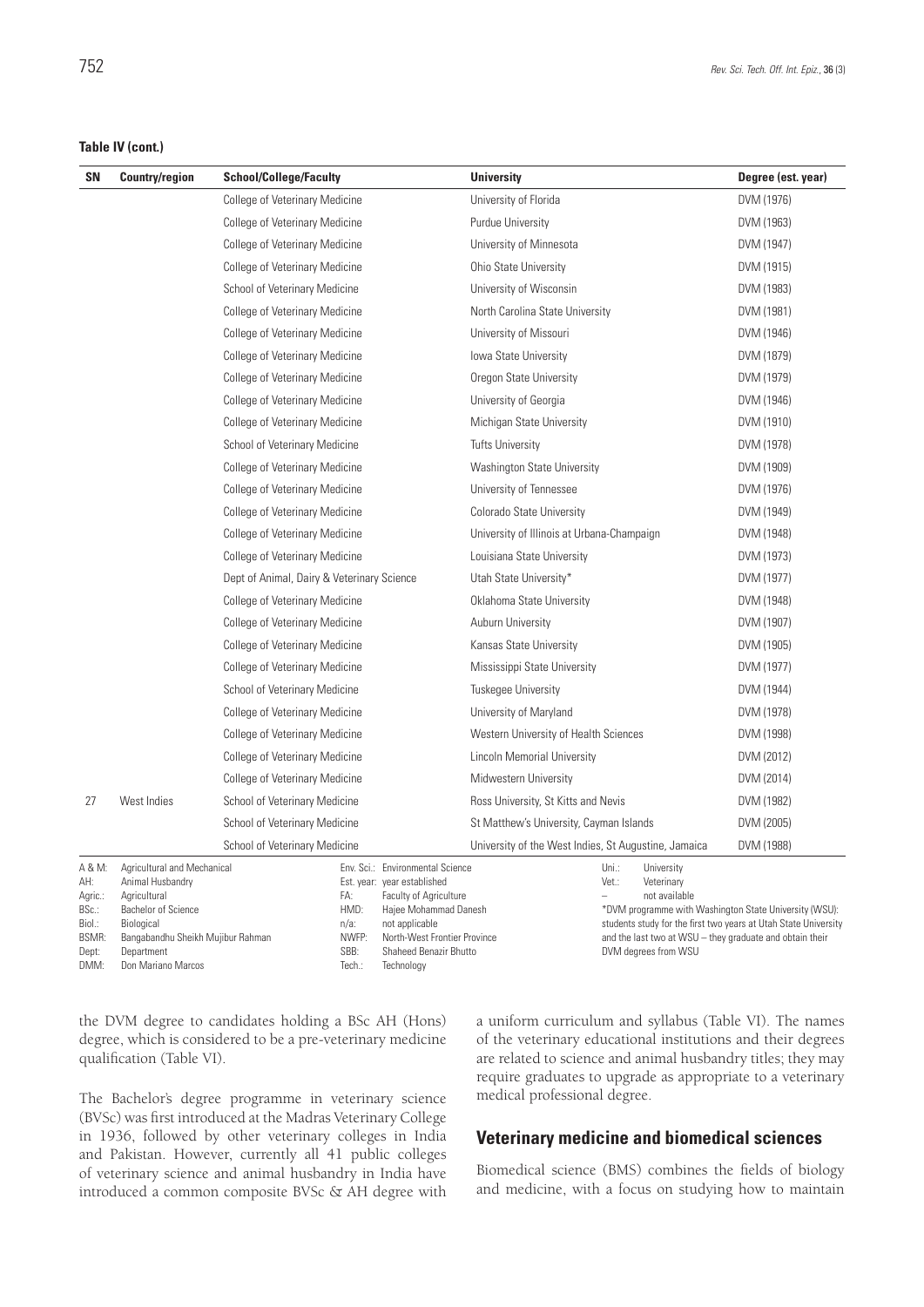**Table IV (cont.)**

| SN | Country/region | School/College/Faculty | University | Degree (est. year) |
|---|---|---|---|---|
| | | College of Veterinary Medicine | University of Florida | DVM (1976) |
| | | College of Veterinary Medicine | Purdue University | DVM (1963) |
| | | College of Veterinary Medicine | University of Minnesota | DVM (1947) |
| | | College of Veterinary Medicine | Ohio State University | DVM (1915) |
| | | School of Veterinary Medicine | University of Wisconsin | DVM (1983) |
| | | College of Veterinary Medicine | North Carolina State University | DVM (1981) |
| | | College of Veterinary Medicine | University of Missouri | DVM (1946) |
| | | College of Veterinary Medicine | Iowa State University | DVM (1879) |
| | | College of Veterinary Medicine | Oregon State University | DVM (1979) |
| | | College of Veterinary Medicine | University of Georgia | DVM (1946) |
| | | College of Veterinary Medicine | Michigan State University | DVM (1910) |
| | | School of Veterinary Medicine | Tufts University | DVM (1978) |
| | | College of Veterinary Medicine | Washington State University | DVM (1909) |
| | | College of Veterinary Medicine | University of Tennessee | DVM (1976) |
| | | College of Veterinary Medicine | Colorado State University | DVM (1949) |
| | | College of Veterinary Medicine | University of Illinois at Urbana-Champaign | DVM (1948) |
| | | College of Veterinary Medicine | Louisiana State University | DVM (1973) |
| | | Dept of Animal, Dairy & Veterinary Science | Utah State University* | DVM (1977) |
| | | College of Veterinary Medicine | Oklahoma State University | DVM (1948) |
| | | College of Veterinary Medicine | Auburn University | DVM (1907) |
| | | College of Veterinary Medicine | Kansas State University | DVM (1905) |
| | | College of Veterinary Medicine | Mississippi State University | DVM (1977) |
| | | School of Veterinary Medicine | Tuskegee University | DVM (1944) |
| | | College of Veterinary Medicine | University of Maryland | DVM (1978) |
| | | College of Veterinary Medicine | Western University of Health Sciences | DVM (1998) |
| | | College of Veterinary Medicine | Lincoln Memorial University | DVM (2012) |
| | | College of Veterinary Medicine | Midwestern University | DVM (2014) |
| 27 | West Indies | School of Veterinary Medicine | Ross University, St Kitts and Nevis | DVM (1982) |
| | | School of Veterinary Medicine | St Matthew's University, Cayman Islands | DVM (2005) |
| | | School of Veterinary Medicine | University of the West Indies, St Augustine, Jamaica | DVM (1988) |

A & M: Agricultural and Mechanical
AH: Animal Husbandry
Agric.: Agricultural
BSc.: Bachelor of Science
Biol.: Biological
BSMR: Bangabandhu Sheikh Mujibur Rahman
Dept: Department
DMM: Don Mariano Marcos
Env. Sci.: Environmental Science
Est. year: year established
FA: Faculty of Agriculture
HMD: Hajee Mohammad Danesh
n/a: not applicable
NWFP: North-West Frontier Province
SBB: Shaheed Benazir Bhutto
Tech.: Technology
Uni.: University
Vet.: Veterinary
–: not available

*DVM programme with Washington State University (WSU): students study for the first two years at Utah State University and the last two at WSU – they graduate and obtain their DVM degrees from WSU

the DVM degree to candidates holding a BSc AH (Hons) degree, which is considered to be a pre-veterinary medicine qualification (Table VI).

The Bachelor's degree programme in veterinary science (BVSc) was first introduced at the Madras Veterinary College in 1936, followed by other veterinary colleges in India and Pakistan. However, currently all 41 public colleges of veterinary science and animal husbandry in India have introduced a common composite BVSc & AH degree with a uniform curriculum and syllabus (Table VI). The names of the veterinary educational institutions and their degrees are related to science and animal husbandry titles; they may require graduates to upgrade as appropriate to a veterinary medical professional degree.

## Veterinary medicine and biomedical sciences

Biomedical science (BMS) combines the fields of biology and medicine, with a focus on studying how to maintain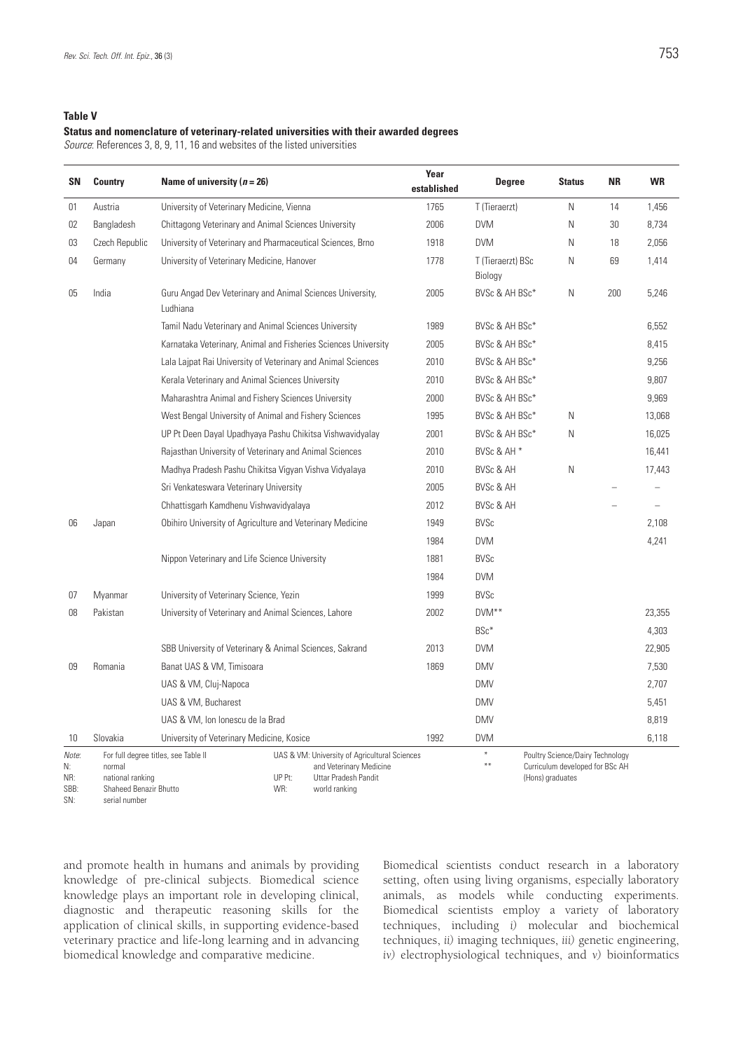**Table V**

**Status and nomenclature of veterinary-related universities with their awarded degrees**

*Source*: References 3, 8, 9, 11, 16 and websites of the listed universities

| SN | Country | Name of university (*n* = 26) | Year established | Degree | Status | NR | WR |
|---|---|---|---|---|---|---|---|
| 01 | Austria | University of Veterinary Medicine, Vienna | 1765 | T (Tieraerzt) | N | 14 | 1,456 |
| 02 | Bangladesh | Chittagong Veterinary and Animal Sciences University | 2006 | DVM | N | 30 | 8,734 |
| 03 | Czech Republic | University of Veterinary and Pharmaceutical Sciences, Brno | 1918 | DVM | N | 18 | 2,056 |
| 04 | Germany | University of Veterinary Medicine, Hanover | 1778 | T (Tieraerzt) BSc Biology | N | 69 | 1,414 |
| 05 | India | Guru Angad Dev Veterinary and Animal Sciences University, Ludhiana | 2005 | BVSc & AH BSc* | N | 200 | 5,246 |
| | | Tamil Nadu Veterinary and Animal Sciences University | 1989 | BVSc & AH BSc* | | | 6,552 |
| | | Karnataka Veterinary, Animal and Fisheries Sciences University | 2005 | BVSc & AH BSc* | | | 8,415 |
| | | Lala Lajpat Rai University of Veterinary and Animal Sciences | 2010 | BVSc & AH BSc* | | | 9,256 |
| | | Kerala Veterinary and Animal Sciences University | 2010 | BVSc & AH BSc* | | | 9,807 |
| | | Maharashtra Animal and Fishery Sciences University | 2000 | BVSc & AH BSc* | | | 9,969 |
| | | West Bengal University of Animal and Fishery Sciences | 1995 | BVSc & AH BSc* | N | | 13,068 |
| | | UP Pt Deen Dayal Upadhyaya Pashu Chikitsa Vishwavidyalay | 2001 | BVSc & AH BSc* | N | | 16,025 |
| | | Rajasthan University of Veterinary and Animal Sciences | 2010 | BVSc & AH * | | | 16,441 |
| | | Madhya Pradesh Pashu Chikitsa Vigyan Vishva Vidyalaya | 2010 | BVSc & AH | N | | 17,443 |
| | | Sri Venkateswara Veterinary University | 2005 | BVSc & AH | | – | – |
| | | Chhattisgarh Kamdhenu Vishwavidyalaya | 2012 | BVSc & AH | | – | – |
| 06 | Japan | Obihiro University of Agriculture and Veterinary Medicine | 1949 | BVSc | | | 2,108 |
| | | | 1984 | DVM | | | 4,241 |
| | | Nippon Veterinary and Life Science University | 1881 | BVSc | | | |
| | | | 1984 | DVM | | | |
| 07 | Myanmar | University of Veterinary Science, Yezin | 1999 | BVSc | | | |
| 08 | Pakistan | University of Veterinary and Animal Sciences, Lahore | 2002 | DVM** | | | 23,355 |
| | | | | BSc* | | | 4,303 |
| | | SBB University of Veterinary & Animal Sciences, Sakrand | 2013 | DVM | | | 22,905 |
| 09 | Romania | Banat UAS & VM, Timisoara | 1869 | DMV | | | 7,530 |
| | | UAS & VM, Cluj-Napoca | | DMV | | | 2,707 |
| | | UAS & VM, Bucharest | | DMV | | | 5,451 |
| | | UAS & VM, Ion Ionescu de la Brad | | DMV | | | 8,819 |
| 10 | Slovakia | University of Veterinary Medicine, Kosice | 1992 | DVM | | | 6,118 |

*Note*: For full degree titles, see Table II
N: normal
NR: national ranking
SBB: Shaheed Benazir Bhutto
SN: serial number
UAS & VM: University of Agricultural Sciences and Veterinary Medicine
UP Pt: Uttar Pradesh Pandit
WR: world ranking
\* Poultry Science/Dairy Technology
\*\* Curriculum developed for BSc AH (Hons) graduates

and promote health in humans and animals by providing knowledge of pre-clinical subjects. Biomedical science knowledge plays an important role in developing clinical, diagnostic and therapeutic reasoning skills for the application of clinical skills, in supporting evidence-based veterinary practice and life-long learning and in advancing biomedical knowledge and comparative medicine.

Biomedical scientists conduct research in a laboratory setting, often using living organisms, especially laboratory animals, as models while conducting experiments. Biomedical scientists employ a variety of laboratory techniques, including *i)* molecular and biochemical techniques, *ii)* imaging techniques, *iii)* genetic engineering, *iv)* electrophysiological techniques, and *v)* bioinformatics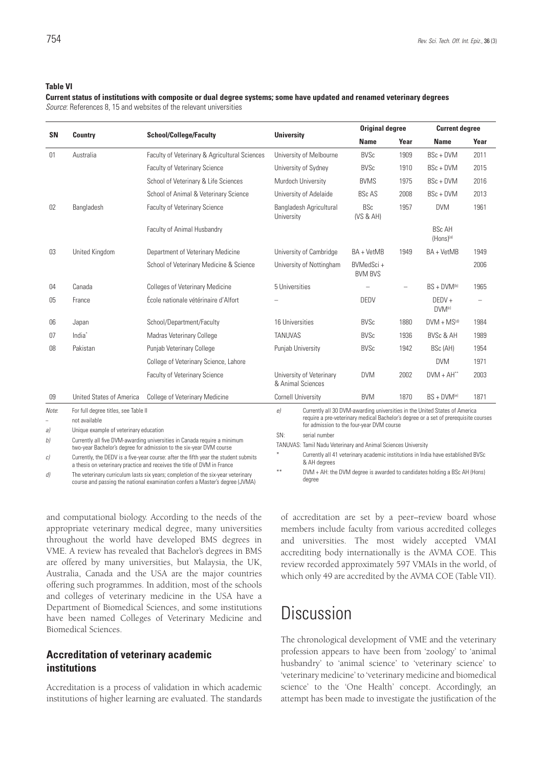**Table VI**

**Current status of institutions with composite or dual degree systems; some have updated and renamed veterinary degrees**

*Source*: References 8, 15 and websites of the relevant universities

| SN | Country | School/College/Faculty | University | Original degree | | Current degree | |
|---|---|---|---|---|---|---|---|
| | | | | Name | Year | Name | Year |
| 01 | Australia | Faculty of Veterinary & Agricultural Sciences | University of Melbourne | BVSc | 1909 | BSc + DVM | 2011 |
| | | Faculty of Veterinary Science | University of Sydney | BVSc | 1910 | BSc + DVM | 2015 |
| | | School of Veterinary & Life Sciences | Murdoch University | BVMS | 1975 | BSc + DVM | 2016 |
| | | School of Animal & Veterinary Science | University of Adelaide | BSc AS | 2008 | BSc + DVM | 2013 |
| 02 | Bangladesh | Faculty of Veterinary Science | Bangladesh Agricultural University | BSc (VS & AH) | 1957 | DVM | 1961 |
| | | Faculty of Animal Husbandry | | | | BSc AH (Hons)[a] | |
| 03 | United Kingdom | Department of Veterinary Medicine | University of Cambridge | BA + VetMB | 1949 | BA + VetMB | 1949 |
| | | School of Veterinary Medicine & Science | University of Nottingham | BVMedSci + BVM BVS | | | 2006 |
| 04 | Canada | Colleges of Veterinary Medicine | 5 Universities | – | – | BS + DVM[b] | 1965 |
| 05 | France | École nationale vétérinaire d'Alfort | – | DEDV | | DEDV + DVM[c] | – |
| 06 | Japan | School/Department/Faculty | 16 Universities | BVSc | 1880 | DVM + MS[d] | 1984 |
| 07 | India* | Madras Veterinary College | TANUVAS | BVSc | 1936 | BVSc & AH | 1989 |
| 08 | Pakistan | Punjab Veterinary College | Punjab University | BVSc | 1942 | BSc (AH) | 1954 |
| | | College of Veterinary Science, Lahore | | | | DVM | 1971 |
| | | Faculty of Veterinary Science | University of Veterinary & Animal Sciences | DVM | 2002 | DVM + AH** | 2003 |
| 09 | United States of America | College of Veterinary Medicine | Cornell University | BVM | 1870 | BS + DVM[e] | 1871 |

*Note*: For full degree titles, see Table II

– not available

a) Unique example of veterinary education

b) Currently all five DVM-awarding universities in Canada require a minimum two-year Bachelor's degree for admission to the six-year DVM course

c) Currently, the DEDV is a five-year course: after the fifth year the student submits a thesis on veterinary practice and receives the title of DVM in France

d) The veterinary curriculum lasts six years; completion of the six-year veterinary course and passing the national examination confers a Master's degree (JVMA)

e) Currently all 30 DVM-awarding universities in the United States of America require a pre-veterinary medical Bachelor's degree or a set of prerequisite courses for admission to the four-year DVM course

SN: serial number

TANUVAS: Tamil Nadu Veterinary and Animal Sciences University

\* Currently all 41 veterinary academic institutions in India have established BVSc & AH degrees

\*\* DVM + AH: the DVM degree is awarded to candidates holding a BSc AH (Hons) degree

and computational biology. According to the needs of the appropriate veterinary medical degree, many universities throughout the world have developed BMS degrees in VME. A review has revealed that Bachelor's degrees in BMS are offered by many universities, but Malaysia, the UK, Australia, Canada and the USA are the major countries offering such programmes. In addition, most of the schools and colleges of veterinary medicine in the USA have a Department of Biomedical Sciences, and some institutions have been named Colleges of Veterinary Medicine and Biomedical Sciences.

### Accreditation of veterinary academic institutions

Accreditation is a process of validation in which academic institutions of higher learning are evaluated. The standards of accreditation are set by a peer–review board whose members include faculty from various accredited colleges and universities. The most widely accepted VMAI accrediting body internationally is the AVMA COE. This review recorded approximately 597 VMAIs in the world, of which only 49 are accredited by the AVMA COE (Table VII).

## Discussion

The chronological development of VME and the veterinary profession appears to have been from 'zoology' to 'animal husbandry' to 'animal science' to 'veterinary science' to 'veterinary medicine' to 'veterinary medicine and biomedical science' to the 'One Health' concept. Accordingly, an attempt has been made to investigate the justification of the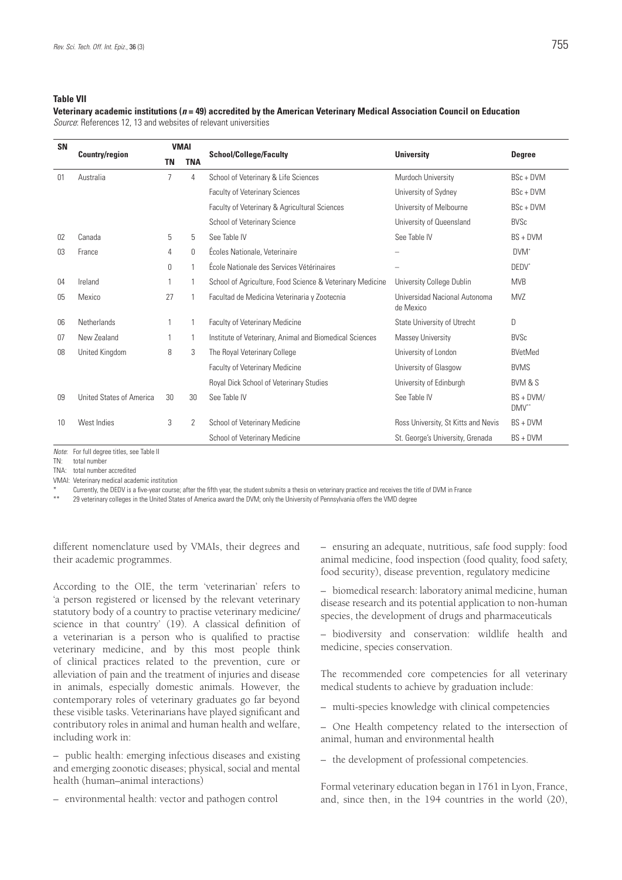**Table VII**

**Veterinary academic institutions ($n$ = 49) accredited by the American Veterinary Medical Association Council on Education**

*Source*: References 12, 13 and websites of relevant universities

| SN | Country/region | VMAI | | School/College/Faculty | University | Degree |
|---|---|---|---|---|---|---|
| | | TN | TNA | | | |
| 01 | Australia | 7 | 4 | School of Veterinary & Life Sciences | Murdoch University | BSc + DVM |
| | | | | Faculty of Veterinary Sciences | University of Sydney | BSc + DVM |
| | | | | Faculty of Veterinary & Agricultural Sciences | University of Melbourne | BSc + DVM |
| | | | | School of Veterinary Science | University of Queensland | BVSc |
| 02 | Canada | 5 | 5 | See Table IV | See Table IV | BS + DVM |
| 03 | France | 4 | 0 | Écoles Nationale, Veterinaire | – | DVM* |
| | | 0 | 1 | École Nationale des Services Vétérinaires | – | DEDV* |
| 04 | Ireland | 1 | 1 | School of Agriculture, Food Science & Veterinary Medicine | University College Dublin | MVB |
| 05 | Mexico | 27 | 1 | Facultad de Medicina Veterinaria y Zootecnia | Universidad Nacional Autonoma de Mexico | MVZ |
| 06 | Netherlands | 1 | 1 | Faculty of Veterinary Medicine | State University of Utrecht | D |
| 07 | New Zealand | 1 | 1 | Institute of Veterinary, Animal and Biomedical Sciences | Massey University | BVSc |
| 08 | United Kingdom | 8 | 3 | The Royal Veterinary College | University of London | BVetMed |
| | | | | Faculty of Veterinary Medicine | University of Glasgow | BVMS |
| | | | | Royal Dick School of Veterinary Studies | University of Edinburgh | BVM & S |
| 09 | United States of America | 30 | 30 | See Table IV | See Table IV | BS + DVM/ DMV** |
| 10 | West Indies | 3 | 2 | School of Veterinary Medicine | Ross University, St Kitts and Nevis | BS + DVM |
| | | | | School of Veterinary Medicine | St. George's University, Grenada | BS + DVM |

*Note*: For full degree titles, see Table II

TN: total number

TNA: total number accredited

VMAI: Veterinary medical academic institution

\* Currently, the DEDV is a five-year course; after the fifth year, the student submits a thesis on veterinary practice and receives the title of DVM in France

\*\* 29 veterinary colleges in the United States of America award the DVM; only the University of Pennsylvania offers the VMD degree

different nomenclature used by VMAIs, their degrees and their academic programmes.

According to the OIE, the term 'veterinarian' refers to 'a person registered or licensed by the relevant veterinary statutory body of a country to practise veterinary medicine/science in that country' (19). A classical definition of a veterinarian is a person who is qualified to practise veterinary medicine, and by this most people think of clinical practices related to the prevention, cure or alleviation of pain and the treatment of injuries and disease in animals, especially domestic animals. However, the contemporary roles of veterinary graduates go far beyond these visible tasks. Veterinarians have played significant and contributory roles in animal and human health and welfare, including work in:

– public health: emerging infectious diseases and existing and emerging zoonotic diseases; physical, social and mental health (human–animal interactions)

– environmental health: vector and pathogen control

– ensuring an adequate, nutritious, safe food supply: food animal medicine, food inspection (food quality, food safety, food security), disease prevention, regulatory medicine

– biomedical research: laboratory animal medicine, human disease research and its potential application to non-human species, the development of drugs and pharmaceuticals

– biodiversity and conservation: wildlife health and medicine, species conservation.

The recommended core competencies for all veterinary medical students to achieve by graduation include:

– multi-species knowledge with clinical competencies

– One Health competency related to the intersection of animal, human and environmental health

– the development of professional competencies.

Formal veterinary education began in 1761 in Lyon, France, and, since then, in the 194 countries in the world (20),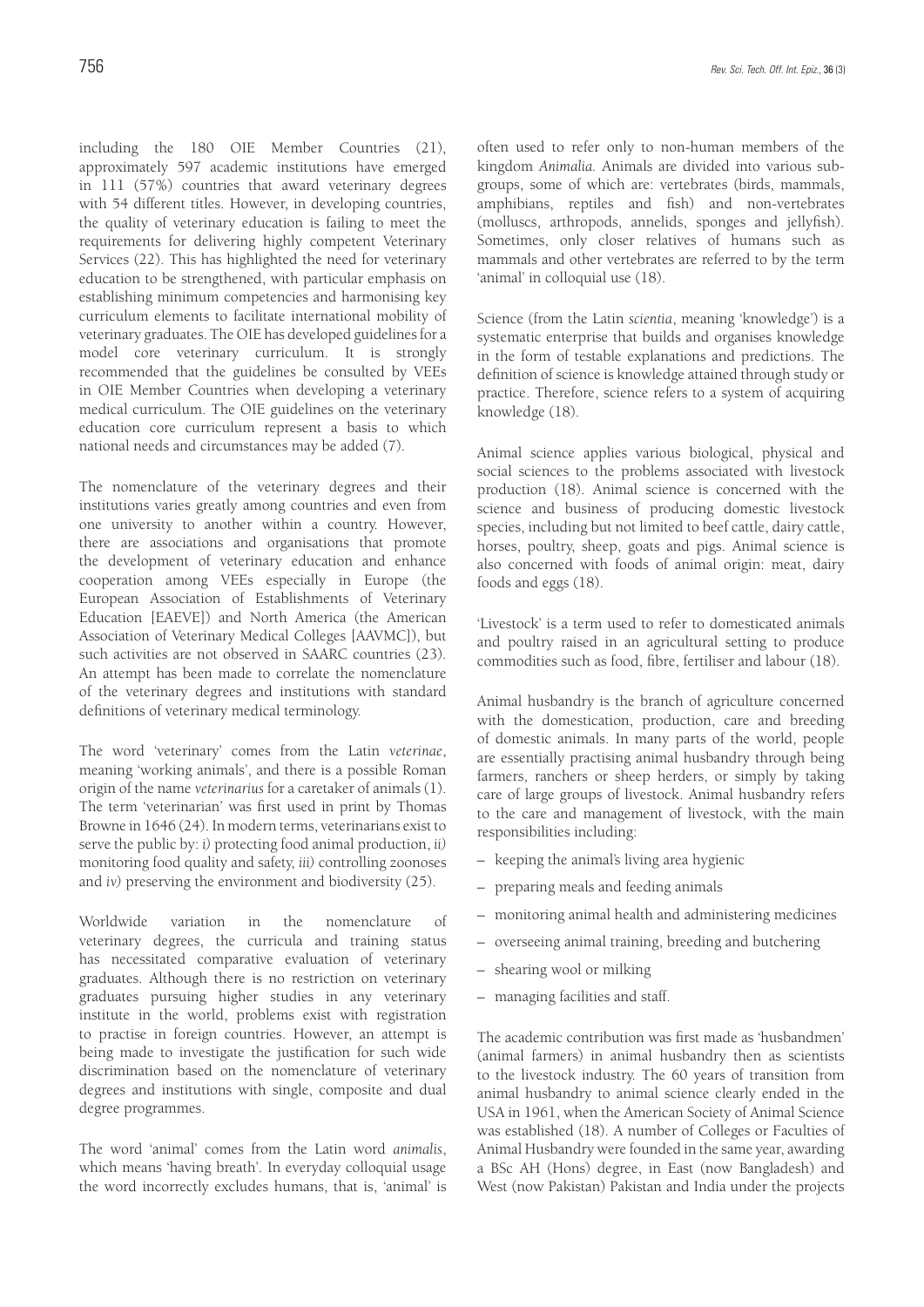including the 180 OIE Member Countries (21), approximately 597 academic institutions have emerged in 111 (57%) countries that award veterinary degrees with 54 different titles. However, in developing countries, the quality of veterinary education is failing to meet the requirements for delivering highly competent Veterinary Services (22). This has highlighted the need for veterinary education to be strengthened, with particular emphasis on establishing minimum competencies and harmonising key curriculum elements to facilitate international mobility of veterinary graduates. The OIE has developed guidelines for a model core veterinary curriculum. It is strongly recommended that the guidelines be consulted by VEEs in OIE Member Countries when developing a veterinary medical curriculum. The OIE guidelines on the veterinary education core curriculum represent a basis to which national needs and circumstances may be added (7).

The nomenclature of the veterinary degrees and their institutions varies greatly among countries and even from one university to another within a country. However, there are associations and organisations that promote the development of veterinary education and enhance cooperation among VEEs especially in Europe (the European Association of Establishments of Veterinary Education [EAEVE]) and North America (the American Association of Veterinary Medical Colleges [AAVMC]), but such activities are not observed in SAARC countries (23). An attempt has been made to correlate the nomenclature of the veterinary degrees and institutions with standard definitions of veterinary medical terminology.

The word 'veterinary' comes from the Latin *veterinae*, meaning 'working animals', and there is a possible Roman origin of the name *veterinarius* for a caretaker of animals (1). The term 'veterinarian' was first used in print by Thomas Browne in 1646 (24). In modern terms, veterinarians exist to serve the public by: *i)* protecting food animal production, *ii)* monitoring food quality and safety, *iii)* controlling zoonoses and *iv)* preserving the environment and biodiversity (25).

Worldwide variation in the nomenclature of veterinary degrees, the curricula and training status has necessitated comparative evaluation of veterinary graduates. Although there is no restriction on veterinary graduates pursuing higher studies in any veterinary institute in the world, problems exist with registration to practise in foreign countries. However, an attempt is being made to investigate the justification for such wide discrimination based on the nomenclature of veterinary degrees and institutions with single, composite and dual degree programmes.

The word 'animal' comes from the Latin word *animalis*, which means 'having breath'. In everyday colloquial usage the word incorrectly excludes humans, that is, 'animal' is often used to refer only to non-human members of the kingdom *Animalia*. Animals are divided into various sub-groups, some of which are: vertebrates (birds, mammals, amphibians, reptiles and fish) and non-vertebrates (molluscs, arthropods, annelids, sponges and jellyfish). Sometimes, only closer relatives of humans such as mammals and other vertebrates are referred to by the term 'animal' in colloquial use (18).

Science (from the Latin *scientia*, meaning 'knowledge') is a systematic enterprise that builds and organises knowledge in the form of testable explanations and predictions. The definition of science is knowledge attained through study or practice. Therefore, science refers to a system of acquiring knowledge (18).

Animal science applies various biological, physical and social sciences to the problems associated with livestock production (18). Animal science is concerned with the science and business of producing domestic livestock species, including but not limited to beef cattle, dairy cattle, horses, poultry, sheep, goats and pigs. Animal science is also concerned with foods of animal origin: meat, dairy foods and eggs (18).

'Livestock' is a term used to refer to domesticated animals and poultry raised in an agricultural setting to produce commodities such as food, fibre, fertiliser and labour (18).

Animal husbandry is the branch of agriculture concerned with the domestication, production, care and breeding of domestic animals. In many parts of the world, people are essentially practising animal husbandry through being farmers, ranchers or sheep herders, or simply by taking care of large groups of livestock. Animal husbandry refers to the care and management of livestock, with the main responsibilities including:

- keeping the animal's living area hygienic
- preparing meals and feeding animals
- monitoring animal health and administering medicines
- overseeing animal training, breeding and butchering
- shearing wool or milking
- managing facilities and staff.

The academic contribution was first made as 'husbandmen' (animal farmers) in animal husbandry then as scientists to the livestock industry. The 60 years of transition from animal husbandry to animal science clearly ended in the USA in 1961, when the American Society of Animal Science was established (18). A number of Colleges or Faculties of Animal Husbandry were founded in the same year, awarding a BSc AH (Hons) degree, in East (now Bangladesh) and West (now Pakistan) Pakistan and India under the projects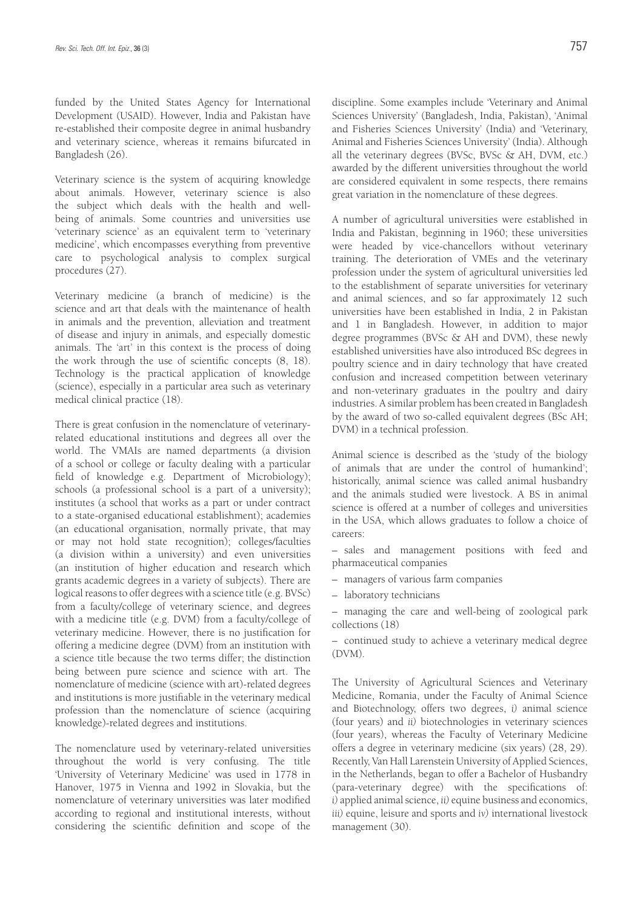funded by the United States Agency for International Development (USAID). However, India and Pakistan have re-established their composite degree in animal husbandry and veterinary science, whereas it remains bifurcated in Bangladesh (26).

Veterinary science is the system of acquiring knowledge about animals. However, veterinary science is also the subject which deals with the health and well-being of animals. Some countries and universities use 'veterinary science' as an equivalent term to 'veterinary medicine', which encompasses everything from preventive care to psychological analysis to complex surgical procedures (27).

Veterinary medicine (a branch of medicine) is the science and art that deals with the maintenance of health in animals and the prevention, alleviation and treatment of disease and injury in animals, and especially domestic animals. The 'art' in this context is the process of doing the work through the use of scientific concepts (8, 18). Technology is the practical application of knowledge (science), especially in a particular area such as veterinary medical clinical practice (18).

There is great confusion in the nomenclature of veterinary-related educational institutions and degrees all over the world. The VMAIs are named departments (a division of a school or college or faculty dealing with a particular field of knowledge e.g. Department of Microbiology); schools (a professional school is a part of a university); institutes (a school that works as a part or under contract to a state-organised educational establishment); academies (an educational organisation, normally private, that may or may not hold state recognition); colleges/faculties (a division within a university) and even universities (an institution of higher education and research which grants academic degrees in a variety of subjects). There are logical reasons to offer degrees with a science title (e.g. BVSc) from a faculty/college of veterinary science, and degrees with a medicine title (e.g. DVM) from a faculty/college of veterinary medicine. However, there is no justification for offering a medicine degree (DVM) from an institution with a science title because the two terms differ; the distinction being between pure science and science with art. The nomenclature of medicine (science with art)-related degrees and institutions is more justifiable in the veterinary medical profession than the nomenclature of science (acquiring knowledge)-related degrees and institutions.

The nomenclature used by veterinary-related universities throughout the world is very confusing. The title 'University of Veterinary Medicine' was used in 1778 in Hanover, 1975 in Vienna and 1992 in Slovakia, but the nomenclature of veterinary universities was later modified according to regional and institutional interests, without considering the scientific definition and scope of the discipline. Some examples include 'Veterinary and Animal Sciences University' (Bangladesh, India, Pakistan), 'Animal and Fisheries Sciences University' (India) and 'Veterinary, Animal and Fisheries Sciences University' (India). Although all the veterinary degrees (BVSc, BVSc & AH, DVM, etc.) awarded by the different universities throughout the world are considered equivalent in some respects, there remains great variation in the nomenclature of these degrees.

A number of agricultural universities were established in India and Pakistan, beginning in 1960; these universities were headed by vice-chancellors without veterinary training. The deterioration of VMEs and the veterinary profession under the system of agricultural universities led to the establishment of separate universities for veterinary and animal sciences, and so far approximately 12 such universities have been established in India, 2 in Pakistan and 1 in Bangladesh. However, in addition to major degree programmes (BVSc & AH and DVM), these newly established universities have also introduced BSc degrees in poultry science and in dairy technology that have created confusion and increased competition between veterinary and non-veterinary graduates in the poultry and dairy industries. A similar problem has been created in Bangladesh by the award of two so-called equivalent degrees (BSc AH; DVM) in a technical profession.

Animal science is described as the 'study of the biology of animals that are under the control of humankind'; historically, animal science was called animal husbandry and the animals studied were livestock. A BS in animal science is offered at a number of colleges and universities in the USA, which allows graduates to follow a choice of careers:

– sales and management positions with feed and pharmaceutical companies

– managers of various farm companies

– laboratory technicians

– managing the care and well-being of zoological park collections (18)

– continued study to achieve a veterinary medical degree (DVM).

The University of Agricultural Sciences and Veterinary Medicine, Romania, under the Faculty of Animal Science and Biotechnology, offers two degrees, *i)* animal science (four years) and *ii)* biotechnologies in veterinary sciences (four years), whereas the Faculty of Veterinary Medicine offers a degree in veterinary medicine (six years) (28, 29). Recently, Van Hall Larenstein University of Applied Sciences, in the Netherlands, began to offer a Bachelor of Husbandry (para-veterinary degree) with the specifications of: *i)* applied animal science, *ii)* equine business and economics, *iii)* equine, leisure and sports and *iv)* international livestock management (30).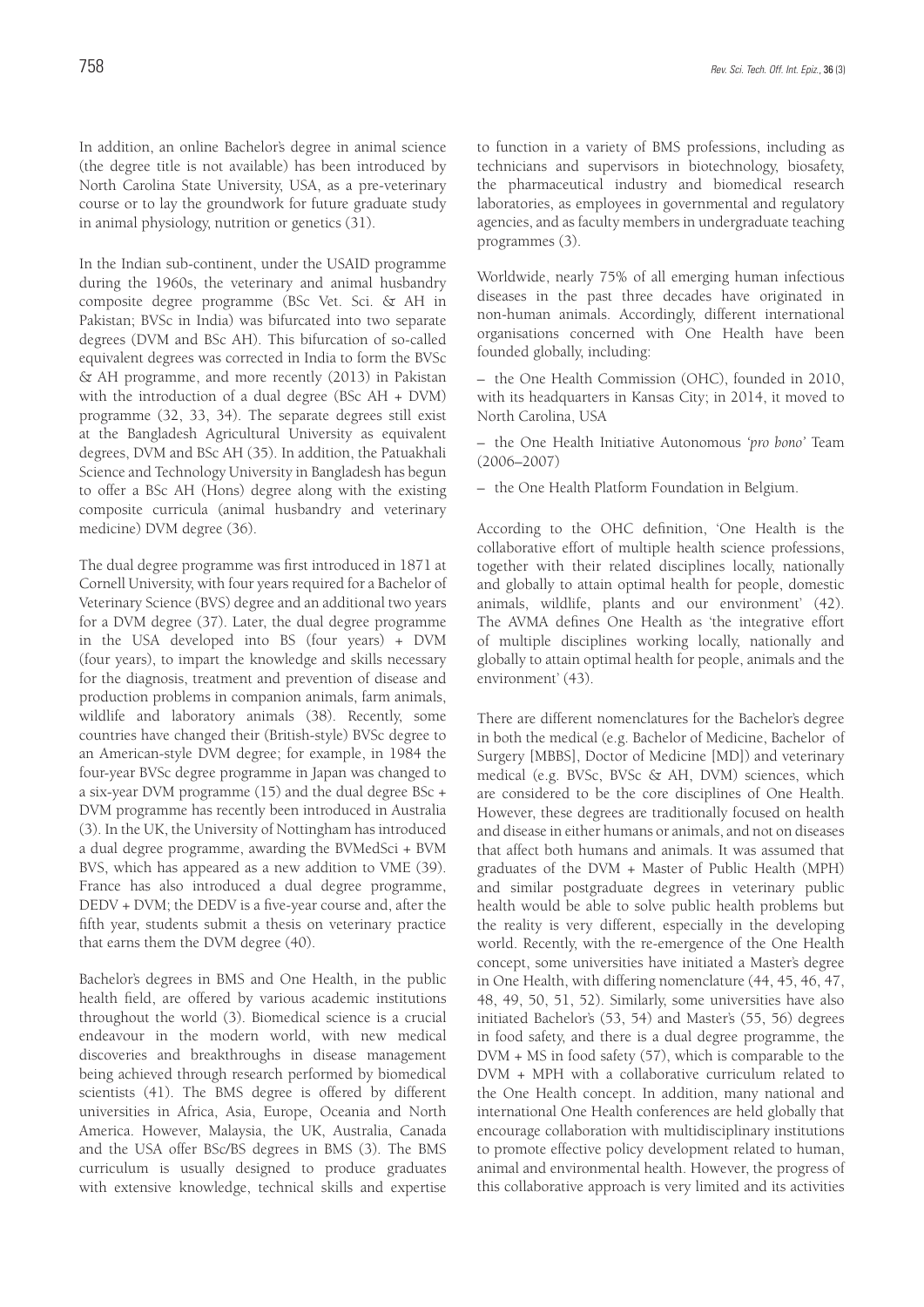In addition, an online Bachelor's degree in animal science (the degree title is not available) has been introduced by North Carolina State University, USA, as a pre-veterinary course or to lay the groundwork for future graduate study in animal physiology, nutrition or genetics (31).

In the Indian sub-continent, under the USAID programme during the 1960s, the veterinary and animal husbandry composite degree programme (BSc Vet. Sci. & AH in Pakistan; BVSc in India) was bifurcated into two separate degrees (DVM and BSc AH). This bifurcation of so-called equivalent degrees was corrected in India to form the BVSc & AH programme, and more recently (2013) in Pakistan with the introduction of a dual degree (BSc AH + DVM) programme (32, 33, 34). The separate degrees still exist at the Bangladesh Agricultural University as equivalent degrees, DVM and BSc AH (35). In addition, the Patuakhali Science and Technology University in Bangladesh has begun to offer a BSc AH (Hons) degree along with the existing composite curricula (animal husbandry and veterinary medicine) DVM degree (36).

The dual degree programme was first introduced in 1871 at Cornell University, with four years required for a Bachelor of Veterinary Science (BVS) degree and an additional two years for a DVM degree (37). Later, the dual degree programme in the USA developed into BS (four years) + DVM (four years), to impart the knowledge and skills necessary for the diagnosis, treatment and prevention of disease and production problems in companion animals, farm animals, wildlife and laboratory animals (38). Recently, some countries have changed their (British-style) BVSc degree to an American-style DVM degree; for example, in 1984 the four-year BVSc degree programme in Japan was changed to a six-year DVM programme (15) and the dual degree BSc + DVM programme has recently been introduced in Australia (3). In the UK, the University of Nottingham has introduced a dual degree programme, awarding the BVMedSci + BVM BVS, which has appeared as a new addition to VME (39). France has also introduced a dual degree programme, DEDV + DVM; the DEDV is a five-year course and, after the fifth year, students submit a thesis on veterinary practice that earns them the DVM degree (40).

Bachelor's degrees in BMS and One Health, in the public health field, are offered by various academic institutions throughout the world (3). Biomedical science is a crucial endeavour in the modern world, with new medical discoveries and breakthroughs in disease management being achieved through research performed by biomedical scientists (41). The BMS degree is offered by different universities in Africa, Asia, Europe, Oceania and North America. However, Malaysia, the UK, Australia, Canada and the USA offer BSc/BS degrees in BMS (3). The BMS curriculum is usually designed to produce graduates with extensive knowledge, technical skills and expertise to function in a variety of BMS professions, including as technicians and supervisors in biotechnology, biosafety, the pharmaceutical industry and biomedical research laboratories, as employees in governmental and regulatory agencies, and as faculty members in undergraduate teaching programmes (3).

Worldwide, nearly 75% of all emerging human infectious diseases in the past three decades have originated in non-human animals. Accordingly, different international organisations concerned with One Health have been founded globally, including:

– the One Health Commission (OHC), founded in 2010, with its headquarters in Kansas City; in 2014, it moved to North Carolina, USA

– the One Health Initiative Autonomous *'pro bono'* Team (2006–2007)

– the One Health Platform Foundation in Belgium.

According to the OHC definition, 'One Health is the collaborative effort of multiple health science professions, together with their related disciplines locally, nationally and globally to attain optimal health for people, domestic animals, wildlife, plants and our environment' (42). The AVMA defines One Health as 'the integrative effort of multiple disciplines working locally, nationally and globally to attain optimal health for people, animals and the environment' (43).

There are different nomenclatures for the Bachelor's degree in both the medical (e.g. Bachelor of Medicine, Bachelor of Surgery [MBBS], Doctor of Medicine [MD]) and veterinary medical (e.g. BVSc, BVSc & AH, DVM) sciences, which are considered to be the core disciplines of One Health. However, these degrees are traditionally focused on health and disease in either humans or animals, and not on diseases that affect both humans and animals. It was assumed that graduates of the DVM + Master of Public Health (MPH) and similar postgraduate degrees in veterinary public health would be able to solve public health problems but the reality is very different, especially in the developing world. Recently, with the re-emergence of the One Health concept, some universities have initiated a Master's degree in One Health, with differing nomenclature (44, 45, 46, 47, 48, 49, 50, 51, 52). Similarly, some universities have also initiated Bachelor's (53, 54) and Master's (55, 56) degrees in food safety, and there is a dual degree programme, the DVM + MS in food safety (57), which is comparable to the DVM + MPH with a collaborative curriculum related to the One Health concept. In addition, many national and international One Health conferences are held globally that encourage collaboration with multidisciplinary institutions to promote effective policy development related to human, animal and environmental health. However, the progress of this collaborative approach is very limited and its activities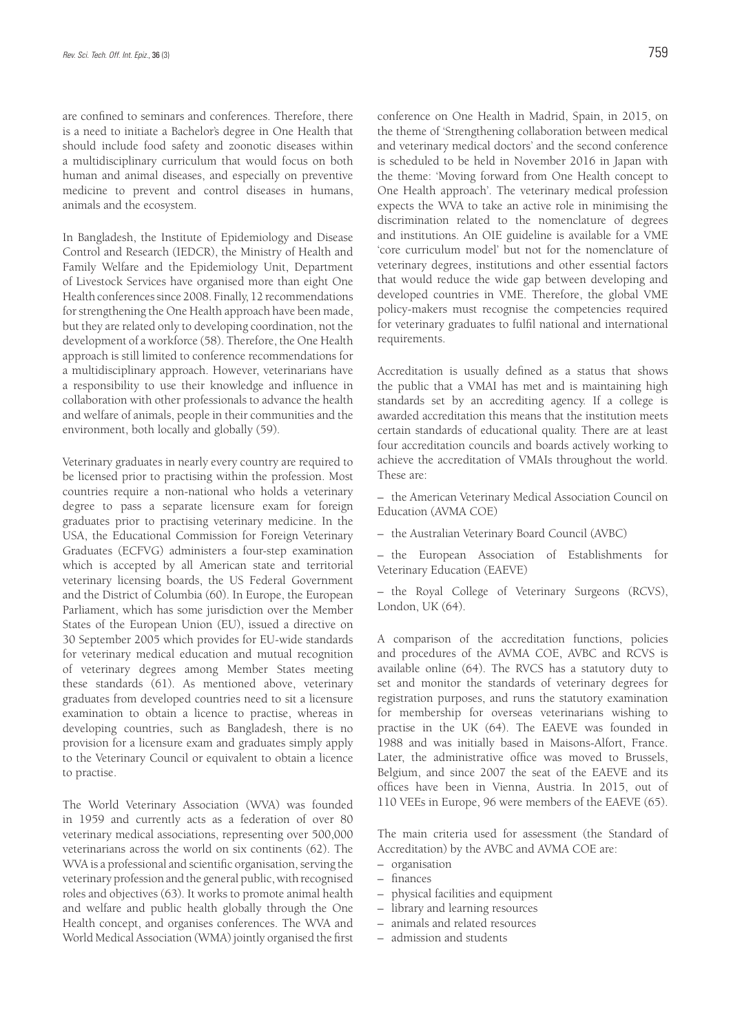are confined to seminars and conferences. Therefore, there is a need to initiate a Bachelor's degree in One Health that should include food safety and zoonotic diseases within a multidisciplinary curriculum that would focus on both human and animal diseases, and especially on preventive medicine to prevent and control diseases in humans, animals and the ecosystem.

In Bangladesh, the Institute of Epidemiology and Disease Control and Research (IEDCR), the Ministry of Health and Family Welfare and the Epidemiology Unit, Department of Livestock Services have organised more than eight One Health conferences since 2008. Finally, 12 recommendations for strengthening the One Health approach have been made, but they are related only to developing coordination, not the development of a workforce (58). Therefore, the One Health approach is still limited to conference recommendations for a multidisciplinary approach. However, veterinarians have a responsibility to use their knowledge and influence in collaboration with other professionals to advance the health and welfare of animals, people in their communities and the environment, both locally and globally (59).

Veterinary graduates in nearly every country are required to be licensed prior to practising within the profession. Most countries require a non-national who holds a veterinary degree to pass a separate licensure exam for foreign graduates prior to practising veterinary medicine. In the USA, the Educational Commission for Foreign Veterinary Graduates (ECFVG) administers a four-step examination which is accepted by all American state and territorial veterinary licensing boards, the US Federal Government and the District of Columbia (60). In Europe, the European Parliament, which has some jurisdiction over the Member States of the European Union (EU), issued a directive on 30 September 2005 which provides for EU-wide standards for veterinary medical education and mutual recognition of veterinary degrees among Member States meeting these standards (61). As mentioned above, veterinary graduates from developed countries need to sit a licensure examination to obtain a licence to practise, whereas in developing countries, such as Bangladesh, there is no provision for a licensure exam and graduates simply apply to the Veterinary Council or equivalent to obtain a licence to practise.

The World Veterinary Association (WVA) was founded in 1959 and currently acts as a federation of over 80 veterinary medical associations, representing over 500,000 veterinarians across the world on six continents (62). The WVA is a professional and scientific organisation, serving the veterinary profession and the general public, with recognised roles and objectives (63). It works to promote animal health and welfare and public health globally through the One Health concept, and organises conferences. The WVA and World Medical Association (WMA) jointly organised the first conference on One Health in Madrid, Spain, in 2015, on the theme of 'Strengthening collaboration between medical and veterinary medical doctors' and the second conference is scheduled to be held in November 2016 in Japan with the theme: 'Moving forward from One Health concept to One Health approach'. The veterinary medical profession expects the WVA to take an active role in minimising the discrimination related to the nomenclature of degrees and institutions. An OIE guideline is available for a VME 'core curriculum model' but not for the nomenclature of veterinary degrees, institutions and other essential factors that would reduce the wide gap between developing and developed countries in VME. Therefore, the global VME policy-makers must recognise the competencies required for veterinary graduates to fulfil national and international requirements.

Accreditation is usually defined as a status that shows the public that a VMAI has met and is maintaining high standards set by an accrediting agency. If a college is awarded accreditation this means that the institution meets certain standards of educational quality. There are at least four accreditation councils and boards actively working to achieve the accreditation of VMAIs throughout the world. These are:

– the American Veterinary Medical Association Council on Education (AVMA COE)

– the Australian Veterinary Board Council (AVBC)

– the European Association of Establishments for Veterinary Education (EAEVE)

– the Royal College of Veterinary Surgeons (RCVS), London, UK (64).

A comparison of the accreditation functions, policies and procedures of the AVMA COE, AVBC and RCVS is available online (64). The RVCS has a statutory duty to set and monitor the standards of veterinary degrees for registration purposes, and runs the statutory examination for membership for overseas veterinarians wishing to practise in the UK (64). The EAEVE was founded in 1988 and was initially based in Maisons-Alfort, France. Later, the administrative office was moved to Brussels, Belgium, and since 2007 the seat of the EAEVE and its offices have been in Vienna, Austria. In 2015, out of 110 VEEs in Europe, 96 were members of the EAEVE (65).

The main criteria used for assessment (the Standard of Accreditation) by the AVBC and AVMA COE are:

– organisation
– finances
– physical facilities and equipment
– library and learning resources
– animals and related resources
– admission and students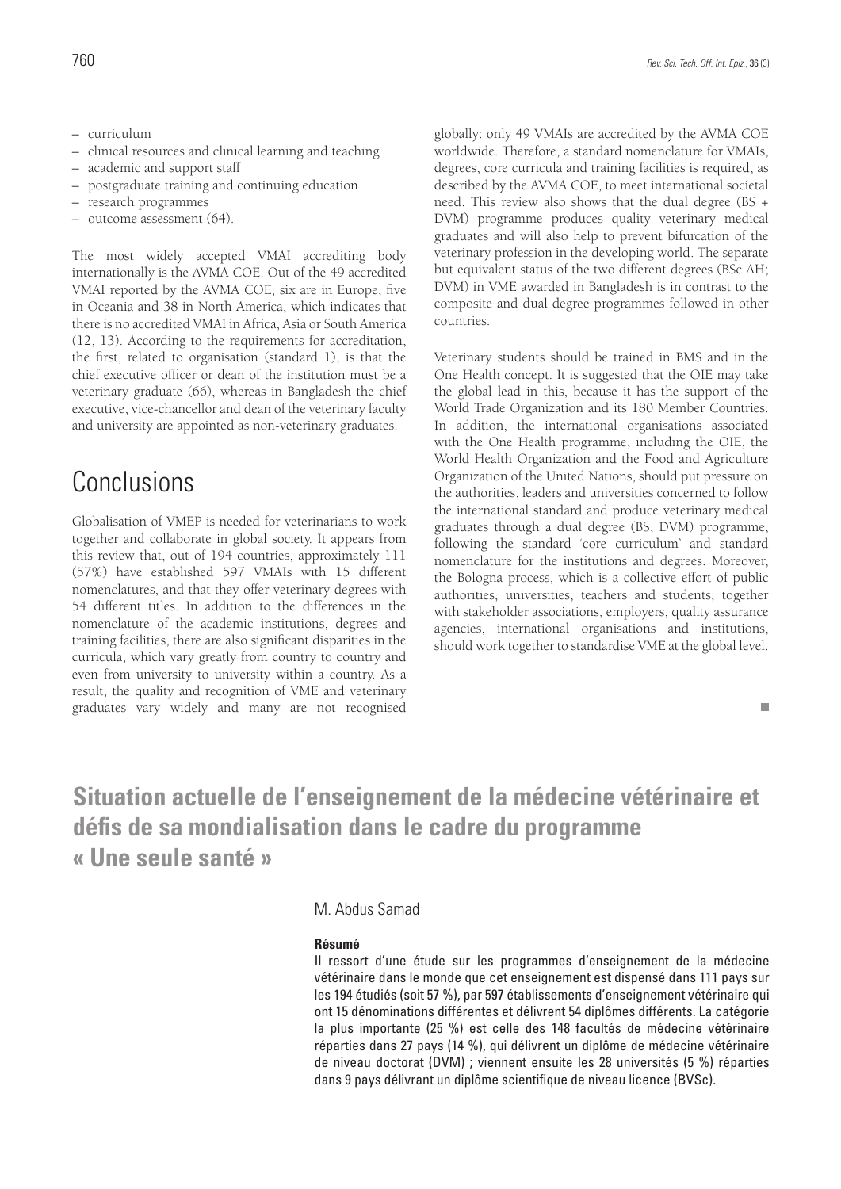- curriculum
- clinical resources and clinical learning and teaching
- academic and support staff
- postgraduate training and continuing education
- research programmes
- outcome assessment (64).

The most widely accepted VMAI accrediting body internationally is the AVMA COE. Out of the 49 accredited VMAI reported by the AVMA COE, six are in Europe, five in Oceania and 38 in North America, which indicates that there is no accredited VMAI in Africa, Asia or South America (12, 13). According to the requirements for accreditation, the first, related to organisation (standard 1), is that the chief executive officer or dean of the institution must be a veterinary graduate (66), whereas in Bangladesh the chief executive, vice-chancellor and dean of the veterinary faculty and university are appointed as non-veterinary graduates.

# Conclusions

Globalisation of VMEP is needed for veterinarians to work together and collaborate in global society. It appears from this review that, out of 194 countries, approximately 111 (57%) have established 597 VMAIs with 15 different nomenclatures, and that they offer veterinary degrees with 54 different titles. In addition to the differences in the nomenclature of the academic institutions, degrees and training facilities, there are also significant disparities in the curricula, which vary greatly from country to country and even from university to university within a country. As a result, the quality and recognition of VME and veterinary graduates vary widely and many are not recognised globally: only 49 VMAIs are accredited by the AVMA COE worldwide. Therefore, a standard nomenclature for VMAIs, degrees, core curricula and training facilities is required, as described by the AVMA COE, to meet international societal need. This review also shows that the dual degree (BS + DVM) programme produces quality veterinary medical graduates and will also help to prevent bifurcation of the veterinary profession in the developing world. The separate but equivalent status of the two different degrees (BSc AH; DVM) in VME awarded in Bangladesh is in contrast to the composite and dual degree programmes followed in other countries.

Veterinary students should be trained in BMS and in the One Health concept. It is suggested that the OIE may take the global lead in this, because it has the support of the World Trade Organization and its 180 Member Countries. In addition, the international organisations associated with the One Health programme, including the OIE, the World Health Organization and the Food and Agriculture Organization of the United Nations, should put pressure on the authorities, leaders and universities concerned to follow the international standard and produce veterinary medical graduates through a dual degree (BS, DVM) programme, following the standard 'core curriculum' and standard nomenclature for the institutions and degrees. Moreover, the Bologna process, which is a collective effort of public authorities, universities, teachers and students, together with stakeholder associations, employers, quality assurance agencies, international organisations and institutions, should work together to standardise VME at the global level.

■

# Situation actuelle de l'enseignement de la médecine vétérinaire et défis de sa mondialisation dans le cadre du programme « Une seule santé »

M. Abdus Samad

**Résumé**

Il ressort d'une étude sur les programmes d'enseignement de la médecine vétérinaire dans le monde que cet enseignement est dispensé dans 111 pays sur les 194 étudiés (soit 57 %), par 597 établissements d'enseignement vétérinaire qui ont 15 dénominations différentes et délivrent 54 diplômes différents. La catégorie la plus importante (25 %) est celle des 148 facultés de médecine vétérinaire réparties dans 27 pays (14 %), qui délivrent un diplôme de médecine vétérinaire de niveau doctorat (DVM) ; viennent ensuite les 28 universités (5 %) réparties dans 9 pays délivrant un diplôme scientifique de niveau licence (BVSc).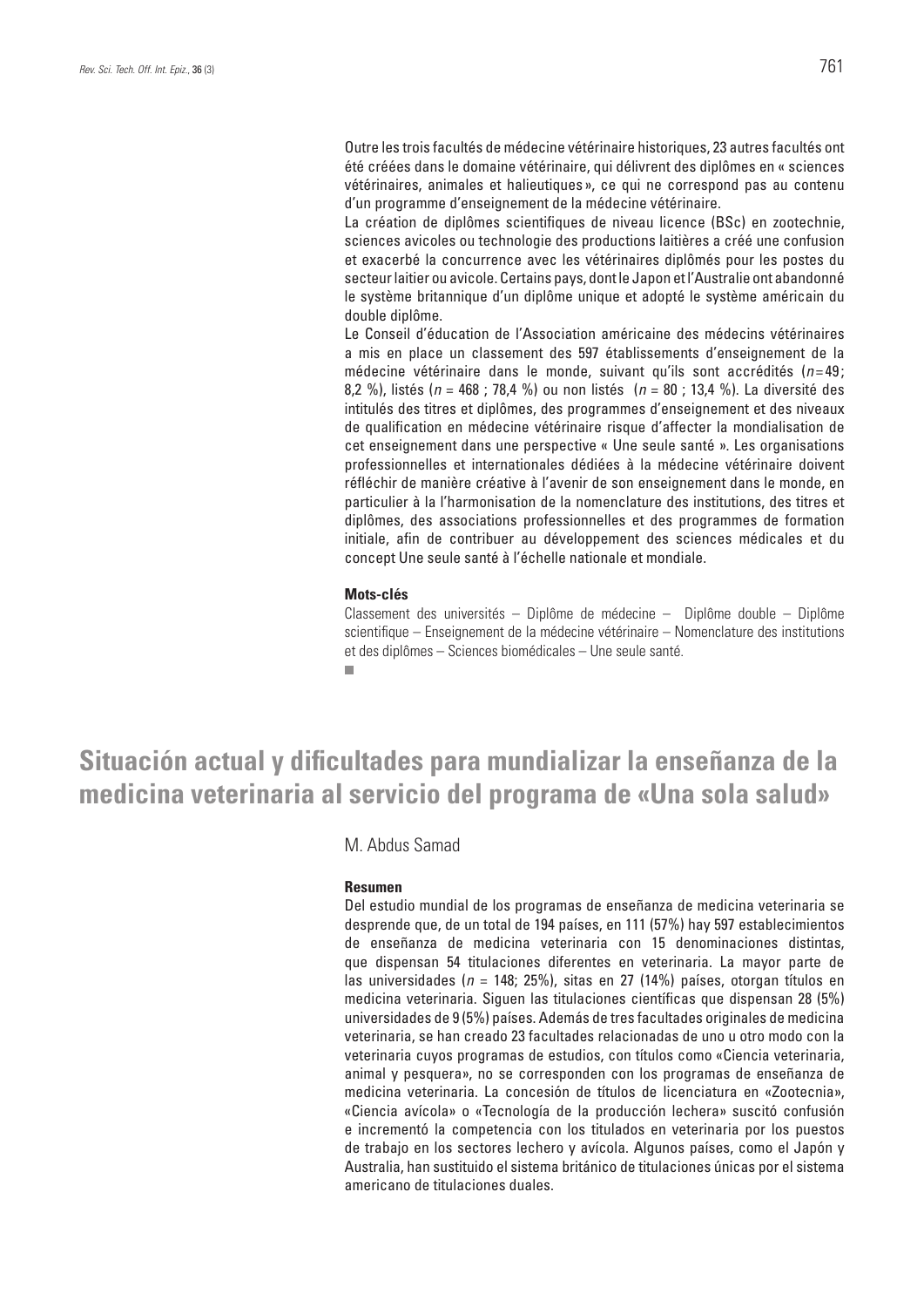Outre les trois facultés de médecine vétérinaire historiques, 23 autres facultés ont été créées dans le domaine vétérinaire, qui délivrent des diplômes en « sciences vétérinaires, animales et halieutiques », ce qui ne correspond pas au contenu d'un programme d'enseignement de la médecine vétérinaire.

La création de diplômes scientifiques de niveau licence (BSc) en zootechnie, sciences avicoles ou technologie des productions laitières a créé une confusion et exacerbé la concurrence avec les vétérinaires diplômés pour les postes du secteur laitier ou avicole. Certains pays, dont le Japon et l'Australie ont abandonné le système britannique d'un diplôme unique et adopté le système américain du double diplôme.

Le Conseil d'éducation de l'Association américaine des médecins vétérinaires a mis en place un classement des 597 établissements d'enseignement de la médecine vétérinaire dans le monde, suivant qu'ils sont accrédités (*n* = 49 ; 8,2 %), listés (*n* = 468 ; 78,4 %) ou non listés (*n* = 80 ; 13,4 %). La diversité des intitulés des titres et diplômes, des programmes d'enseignement et des niveaux de qualification en médecine vétérinaire risque d'affecter la mondialisation de cet enseignement dans une perspective « Une seule santé ». Les organisations professionnelles et internationales dédiées à la médecine vétérinaire doivent réfléchir de manière créative à l'avenir de son enseignement dans le monde, en particulier à la l'harmonisation de la nomenclature des institutions, des titres et diplômes, des associations professionnelles et des programmes de formation initiale, afin de contribuer au développement des sciences médicales et du concept Une seule santé à l'échelle nationale et mondiale.

**Mots-clés**

Classement des universités – Diplôme de médecine – Diplôme double – Diplôme scientifique – Enseignement de la médecine vétérinaire – Nomenclature des institutions et des diplômes – Sciences biomédicales – Une seule santé.

# Situación actual y dificultades para mundializar la enseñanza de la medicina veterinaria al servicio del programa de «Una sola salud»

M. Abdus Samad

**Resumen**

Del estudio mundial de los programas de enseñanza de medicina veterinaria se desprende que, de un total de 194 países, en 111 (57%) hay 597 establecimientos de enseñanza de medicina veterinaria con 15 denominaciones distintas, que dispensan 54 titulaciones diferentes en veterinaria. La mayor parte de las universidades (*n* = 148; 25%), sitas en 27 (14%) países, otorgan títulos en medicina veterinaria. Siguen las titulaciones científicas que dispensan 28 (5%) universidades de 9 (5%) países. Además de tres facultades originales de medicina veterinaria, se han creado 23 facultades relacionadas de uno u otro modo con la veterinaria cuyos programas de estudios, con títulos como «Ciencia veterinaria, animal y pesquera», no se corresponden con los programas de enseñanza de medicina veterinaria. La concesión de títulos de licenciatura en «Zootecnia», «Ciencia avícola» o «Tecnología de la producción lechera» suscitó confusión e incrementó la competencia con los titulados en veterinaria por los puestos de trabajo en los sectores lechero y avícola. Algunos países, como el Japón y Australia, han sustituido el sistema británico de titulaciones únicas por el sistema americano de titulaciones duales.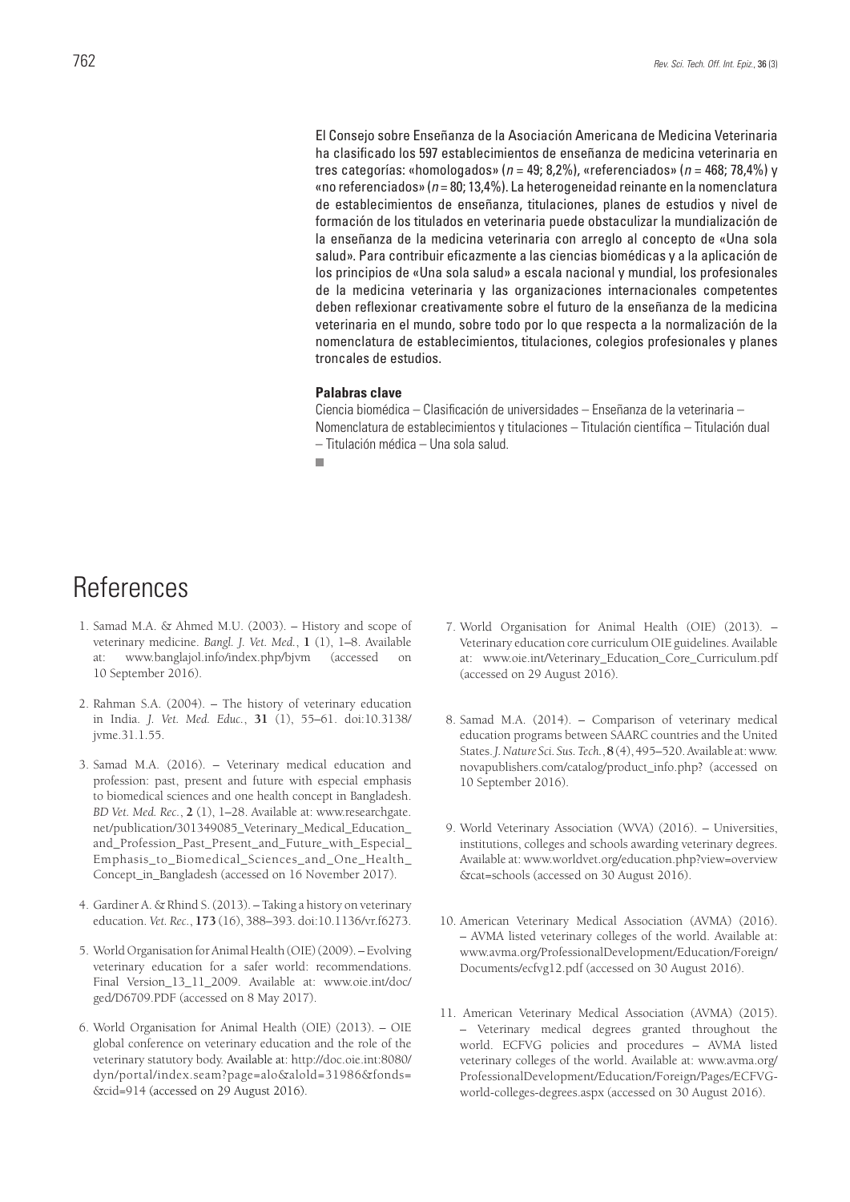El Consejo sobre Enseñanza de la Asociación Americana de Medicina Veterinaria ha clasificado los 597 establecimientos de enseñanza de medicina veterinaria en tres categorías: «homologados» ($n$ = 49; 8,2%), «referenciados» ($n$ = 468; 78,4%) y «no referenciados» ($n$ = 80; 13,4%). La heterogeneidad reinante en la nomenclatura de establecimientos de enseñanza, titulaciones, planes de estudios y nivel de formación de los titulados en veterinaria puede obstaculizar la mundialización de la enseñanza de la medicina veterinaria con arreglo al concepto de «Una sola salud». Para contribuir eficazmente a las ciencias biomédicas y a la aplicación de los principios de «Una sola salud» a escala nacional y mundial, los profesionales de la medicina veterinaria y las organizaciones internacionales competentes deben reflexionar creativamente sobre el futuro de la enseñanza de la medicina veterinaria en el mundo, sobre todo por lo que respecta a la normalización de la nomenclatura de establecimientos, titulaciones, colegios profesionales y planes troncales de estudios.

**Palabras clave**

Ciencia biomédica – Clasificación de universidades – Enseñanza de la veterinaria – Nomenclatura de establecimientos y titulaciones – Titulación científica – Titulación dual – Titulación médica – Una sola salud.

# References

1. Samad M.A. & Ahmed M.U. (2003). – History and scope of veterinary medicine. *Bangl. J. Vet. Med.*, **1** (1), 1–8. Available at: www.banglajol.info/index.php/bjvm (accessed on 10 September 2016).

2. Rahman S.A. (2004). – The history of veterinary education in India. *J. Vet. Med. Educ.*, **31** (1), 55–61. doi:10.3138/jvme.31.1.55.

3. Samad M.A. (2016). – Veterinary medical education and profession: past, present and future with especial emphasis to biomedical sciences and one health concept in Bangladesh. *BD Vet. Med. Rec.*, **2** (1), 1–28. Available at: www.researchgate.net/publication/301349085_Veterinary_Medical_Education_and_Profession_Past_Present_and_Future_with_Especial_Emphasis_to_Biomedical_Sciences_and_One_Health_Concept_in_Bangladesh (accessed on 16 November 2017).

4. Gardiner A. & Rhind S. (2013). – Taking a history on veterinary education. *Vet. Rec.*, **173** (16), 388–393. doi:10.1136/vr.f6273.

5. World Organisation for Animal Health (OIE) (2009). – Evolving veterinary education for a safer world: recommendations. Final Version_13_11_2009. Available at: www.oie.int/doc/ged/D6709.PDF (accessed on 8 May 2017).

6. World Organisation for Animal Health (OIE) (2013). – OIE global conference on veterinary education and the role of the veterinary statutory body. Available at: http://doc.oie.int:8080/dyn/portal/index.seam?page=alo&aloId=31986&fonds=&cid=914 (accessed on 29 August 2016).

7. World Organisation for Animal Health (OIE) (2013). – Veterinary education core curriculum OIE guidelines. Available at: www.oie.int/Veterinary_Education_Core_Curriculum.pdf (accessed on 29 August 2016).

8. Samad M.A. (2014). – Comparison of veterinary medical education programs between SAARC countries and the United States. *J. Nature Sci. Sus. Tech.*, **8** (4), 495–520. Available at: www.novapublishers.com/catalog/product_info.php? (accessed on 10 September 2016).

9. World Veterinary Association (WVA) (2016). – Universities, institutions, colleges and schools awarding veterinary degrees. Available at: www.worldvet.org/education.php?view=overview&cat=schools (accessed on 30 August 2016).

10. American Veterinary Medical Association (AVMA) (2016). – AVMA listed veterinary colleges of the world. Available at: www.avma.org/ProfessionalDevelopment/Education/Foreign/Documents/ecfvg12.pdf (accessed on 30 August 2016).

11. American Veterinary Medical Association (AVMA) (2015). – Veterinary medical degrees granted throughout the world. ECFVG policies and procedures – AVMA listed veterinary colleges of the world. Available at: www.avma.org/ProfessionalDevelopment/Education/Foreign/Pages/ECFVG-world-colleges-degrees.aspx (accessed on 30 August 2016).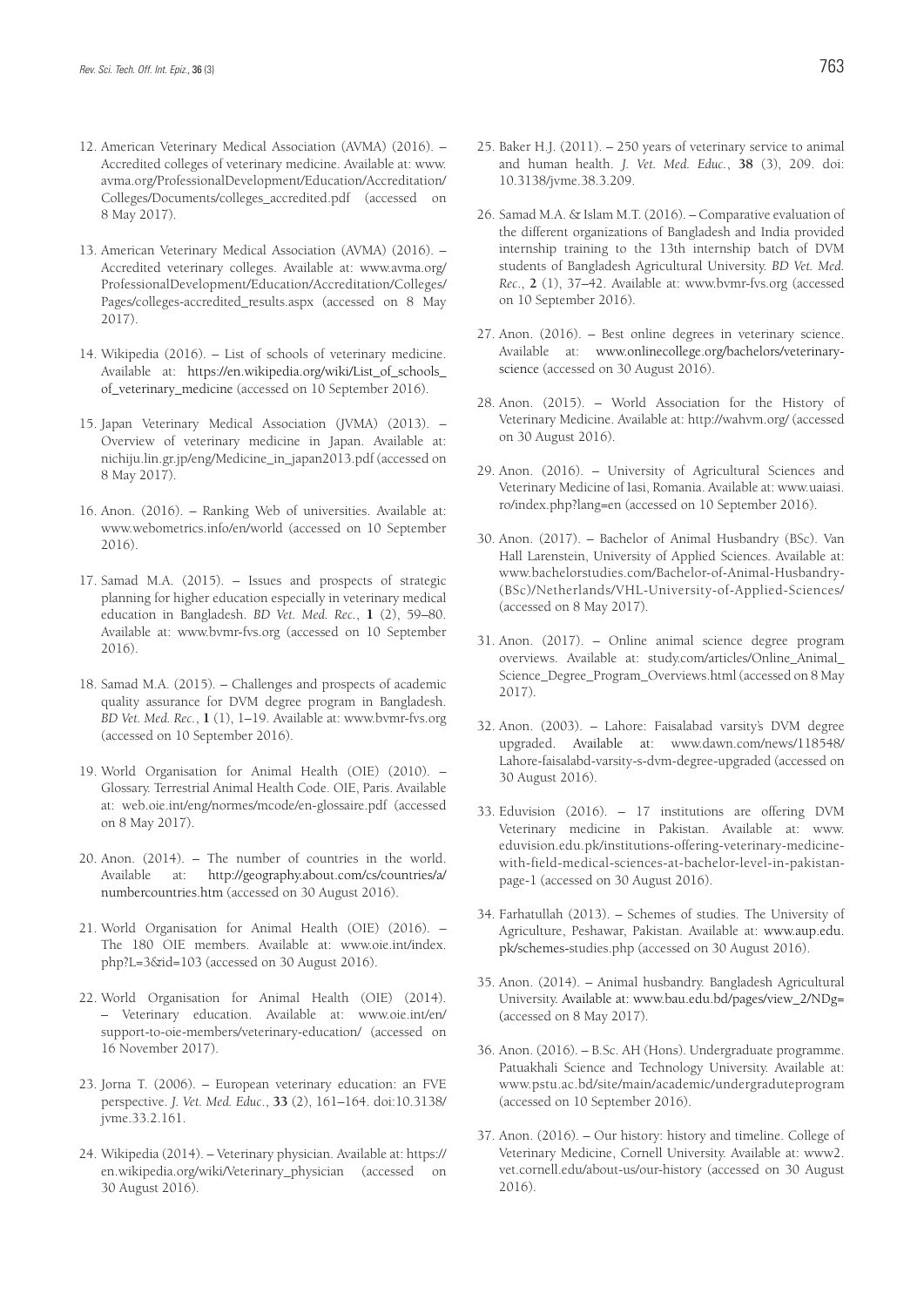12. American Veterinary Medical Association (AVMA) (2016). – Accredited colleges of veterinary medicine. Available at: www.avma.org/ProfessionalDevelopment/Education/Accreditation/Colleges/Documents/colleges_accredited.pdf (accessed on 8 May 2017).

13. American Veterinary Medical Association (AVMA) (2016). – Accredited veterinary colleges. Available at: www.avma.org/ProfessionalDevelopment/Education/Accreditation/Colleges/Pages/colleges-accredited_results.aspx (accessed on 8 May 2017).

14. Wikipedia (2016). – List of schools of veterinary medicine. Available at: https://en.wikipedia.org/wiki/List_of_schools_of_veterinary_medicine (accessed on 10 September 2016).

15. Japan Veterinary Medical Association (JVMA) (2013). – Overview of veterinary medicine in Japan. Available at: nichiju.lin.gr.jp/eng/Medicine_in_japan2013.pdf (accessed on 8 May 2017).

16. Anon. (2016). – Ranking Web of universities. Available at: www.webometrics.info/en/world (accessed on 10 September 2016).

17. Samad M.A. (2015). – Issues and prospects of strategic planning for higher education especially in veterinary medical education in Bangladesh. *BD Vet. Med. Rec.*, **1** (2), 59–80. Available at: www.bvmr-fvs.org (accessed on 10 September 2016).

18. Samad M.A. (2015). – Challenges and prospects of academic quality assurance for DVM degree program in Bangladesh. *BD Vet. Med. Rec.*, **1** (1), 1–19. Available at: www.bvmr-fvs.org (accessed on 10 September 2016).

19. World Organisation for Animal Health (OIE) (2010). – Glossary. Terrestrial Animal Health Code. OIE, Paris. Available at: web.oie.int/eng/normes/mcode/en-glossaire.pdf (accessed on 8 May 2017).

20. Anon. (2014). – The number of countries in the world. Available at: http://geography.about.com/cs/countries/a/numbercountries.htm (accessed on 30 August 2016).

21. World Organisation for Animal Health (OIE) (2016). – The 180 OIE members. Available at: www.oie.int/index.php?L=3&id=103 (accessed on 30 August 2016).

22. World Organisation for Animal Health (OIE) (2014). – Veterinary education. Available at: www.oie.int/en/support-to-oie-members/veterinary-education/ (accessed on 16 November 2017).

23. Jorna T. (2006). – European veterinary education: an FVE perspective. *J. Vet. Med. Educ.*, **33** (2), 161–164. doi:10.3138/jvme.33.2.161.

24. Wikipedia (2014). – Veterinary physician. Available at: https://en.wikipedia.org/wiki/Veterinary_physician (accessed on 30 August 2016).

25. Baker H.J. (2011). – 250 years of veterinary service to animal and human health. *J. Vet. Med. Educ.*, **38** (3), 209. doi: 10.3138/jvme.38.3.209.

26. Samad M.A. & Islam M.T. (2016). – Comparative evaluation of the different organizations of Bangladesh and India provided internship training to the 13th internship batch of DVM students of Bangladesh Agricultural University. *BD Vet. Med. Rec.*, **2** (1), 37–42. Available at: www.bvmr-fvs.org (accessed on 10 September 2016).

27. Anon. (2016). – Best online degrees in veterinary science. Available at: www.onlinecollege.org/bachelors/veterinary-science (accessed on 30 August 2016).

28. Anon. (2015). – World Association for the History of Veterinary Medicine. Available at: http://wahvm.org/ (accessed on 30 August 2016).

29. Anon. (2016). – University of Agricultural Sciences and Veterinary Medicine of Iasi, Romania. Available at: www.uaiasi.ro/index.php?lang=en (accessed on 10 September 2016).

30. Anon. (2017). – Bachelor of Animal Husbandry (BSc). Van Hall Larenstein, University of Applied Sciences. Available at: www.bachelorstudies.com/Bachelor-of-Animal-Husbandry-(BSc)/Netherlands/VHL-University-of-Applied-Sciences/ (accessed on 8 May 2017).

31. Anon. (2017). – Online animal science degree program overviews. Available at: study.com/articles/Online_Animal_Science_Degree_Program_Overviews.html (accessed on 8 May 2017).

32. Anon. (2003). – Lahore: Faisalabad varsity's DVM degree upgraded. Available at: www.dawn.com/news/118548/Lahore-faisalabd-varsity-s-dvm-degree-upgraded (accessed on 30 August 2016).

33. Eduvision (2016). – 17 institutions are offering DVM Veterinary medicine in Pakistan. Available at: www.eduvision.edu.pk/institutions-offering-veterinary-medicine-with-field-medical-sciences-at-bachelor-level-in-pakistan-page-1 (accessed on 30 August 2016).

34. Farhatullah (2013). – Schemes of studies. The University of Agriculture, Peshawar, Pakistan. Available at: www.aup.edu.pk/schemes-studies.php (accessed on 30 August 2016).

35. Anon. (2014). – Animal husbandry. Bangladesh Agricultural University. Available at: www.bau.edu.bd/pages/view_2/NDg= (accessed on 8 May 2017).

36. Anon. (2016). – B.Sc. AH (Hons). Undergraduate programme. Patuakhali Science and Technology University. Available at: www.pstu.ac.bd/site/main/academic/undergraduteprogram (accessed on 10 September 2016).

37. Anon. (2016). – Our history: history and timeline. College of Veterinary Medicine, Cornell University. Available at: www2.vet.cornell.edu/about-us/our-history (accessed on 30 August 2016).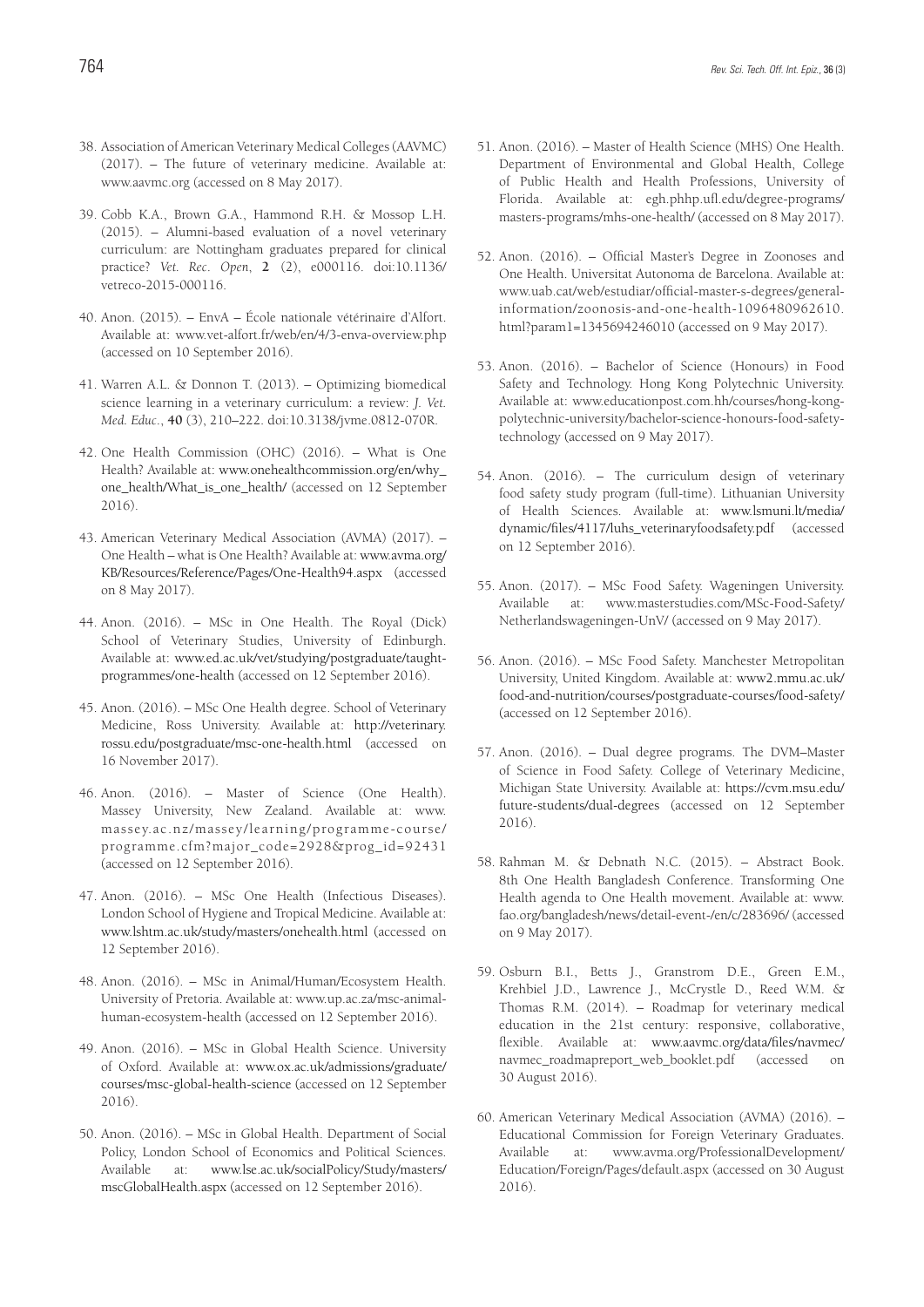38. Association of American Veterinary Medical Colleges (AAVMC) (2017). – The future of veterinary medicine. Available at: www.aavmc.org (accessed on 8 May 2017).

39. Cobb K.A., Brown G.A., Hammond R.H. & Mossop L.H. (2015). – Alumni-based evaluation of a novel veterinary curriculum: are Nottingham graduates prepared for clinical practice? *Vet. Rec. Open*, **2** (2), e000116. doi:10.1136/vetreco-2015-000116.

40. Anon. (2015). – EnvA – École nationale vétérinaire d'Alfort. Available at: www.vet-alfort.fr/web/en/4/3-enva-overview.php (accessed on 10 September 2016).

41. Warren A.L. & Donnon T. (2013). – Optimizing biomedical science learning in a veterinary curriculum: a review: *J. Vet. Med. Educ.*, **40** (3), 210–222. doi:10.3138/jvme.0812-070R.

42. One Health Commission (OHC) (2016). – What is One Health? Available at: www.onehealthcommission.org/en/why_one_health/What_is_one_health/ (accessed on 12 September 2016).

43. American Veterinary Medical Association (AVMA) (2017). – One Health – what is One Health? Available at: www.avma.org/KB/Resources/Reference/Pages/One-Health94.aspx (accessed on 8 May 2017).

44. Anon. (2016). – MSc in One Health. The Royal (Dick) School of Veterinary Studies, University of Edinburgh. Available at: www.ed.ac.uk/vet/studying/postgraduate/taught-programmes/one-health (accessed on 12 September 2016).

45. Anon. (2016). – MSc One Health degree. School of Veterinary Medicine, Ross University. Available at: http://veterinary.rossu.edu/postgraduate/msc-one-health.html (accessed on 16 November 2017).

46. Anon. (2016). – Master of Science (One Health). Massey University, New Zealand. Available at: www.massey.ac.nz/massey/learning/programme-course/programme.cfm?major_code=2928&prog_id=92431 (accessed on 12 September 2016).

47. Anon. (2016). – MSc One Health (Infectious Diseases). London School of Hygiene and Tropical Medicine. Available at: www.lshtm.ac.uk/study/masters/onehealth.html (accessed on 12 September 2016).

48. Anon. (2016). – MSc in Animal/Human/Ecosystem Health. University of Pretoria. Available at: www.up.ac.za/msc-animal-human-ecosystem-health (accessed on 12 September 2016).

49. Anon. (2016). – MSc in Global Health Science. University of Oxford. Available at: www.ox.ac.uk/admissions/graduate/courses/msc-global-health-science (accessed on 12 September 2016).

50. Anon. (2016). – MSc in Global Health. Department of Social Policy, London School of Economics and Political Sciences. Available at: www.lse.ac.uk/socialPolicy/Study/masters/mscGlobalHealth.aspx (accessed on 12 September 2016).

51. Anon. (2016). – Master of Health Science (MHS) One Health. Department of Environmental and Global Health, College of Public Health and Health Professions, University of Florida. Available at: egh.phhp.ufl.edu/degree-programs/masters-programs/mhs-one-health/ (accessed on 8 May 2017).

52. Anon. (2016). – Official Master's Degree in Zoonoses and One Health. Universitat Autonoma de Barcelona. Available at: www.uab.cat/web/estudiar/official-master-s-degrees/general-information/zoonosis-and-one-health-1096480962610.html?param1=1345694246010 (accessed on 9 May 2017).

53. Anon. (2016). – Bachelor of Science (Honours) in Food Safety and Technology. Hong Kong Polytechnic University. Available at: www.educationpost.com.hh/courses/hong-kong-polytechnic-university/bachelor-science-honours-food-safety-technology (accessed on 9 May 2017).

54. Anon. (2016). – The curriculum design of veterinary food safety study program (full-time). Lithuanian University of Health Sciences. Available at: www.lsmuni.lt/media/dynamic/files/4117/luhs_veterinaryfoodsafety.pdf (accessed on 12 September 2016).

55. Anon. (2017). – MSc Food Safety. Wageningen University. Available at: www.masterstudies.com/MSc-Food-Safety/Netherlandswageningen-UnV/ (accessed on 9 May 2017).

56. Anon. (2016). – MSc Food Safety. Manchester Metropolitan University, United Kingdom. Available at: www2.mmu.ac.uk/food-and-nutrition/courses/postgraduate-courses/food-safety/ (accessed on 12 September 2016).

57. Anon. (2016). – Dual degree programs. The DVM–Master of Science in Food Safety. College of Veterinary Medicine, Michigan State University. Available at: https://cvm.msu.edu/future-students/dual-degrees (accessed on 12 September 2016).

58. Rahman M. & Debnath N.C. (2015). – Abstract Book. 8th One Health Bangladesh Conference. Transforming One Health agenda to One Health movement. Available at: www.fao.org/bangladesh/news/detail-event-/en/c/283696/ (accessed on 9 May 2017).

59. Osburn B.I., Betts J., Granstrom D.E., Green E.M., Krehbiel J.D., Lawrence J., McCrystle D., Reed W.M. & Thomas R.M. (2014). – Roadmap for veterinary medical education in the 21st century: responsive, collaborative, flexible. Available at: www.aavmc.org/data/files/navmec/navmec_roadmapreport_web_booklet.pdf (accessed on 30 August 2016).

60. American Veterinary Medical Association (AVMA) (2016). – Educational Commission for Foreign Veterinary Graduates. Available at: www.avma.org/ProfessionalDevelopment/Education/Foreign/Pages/default.aspx (accessed on 30 August 2016).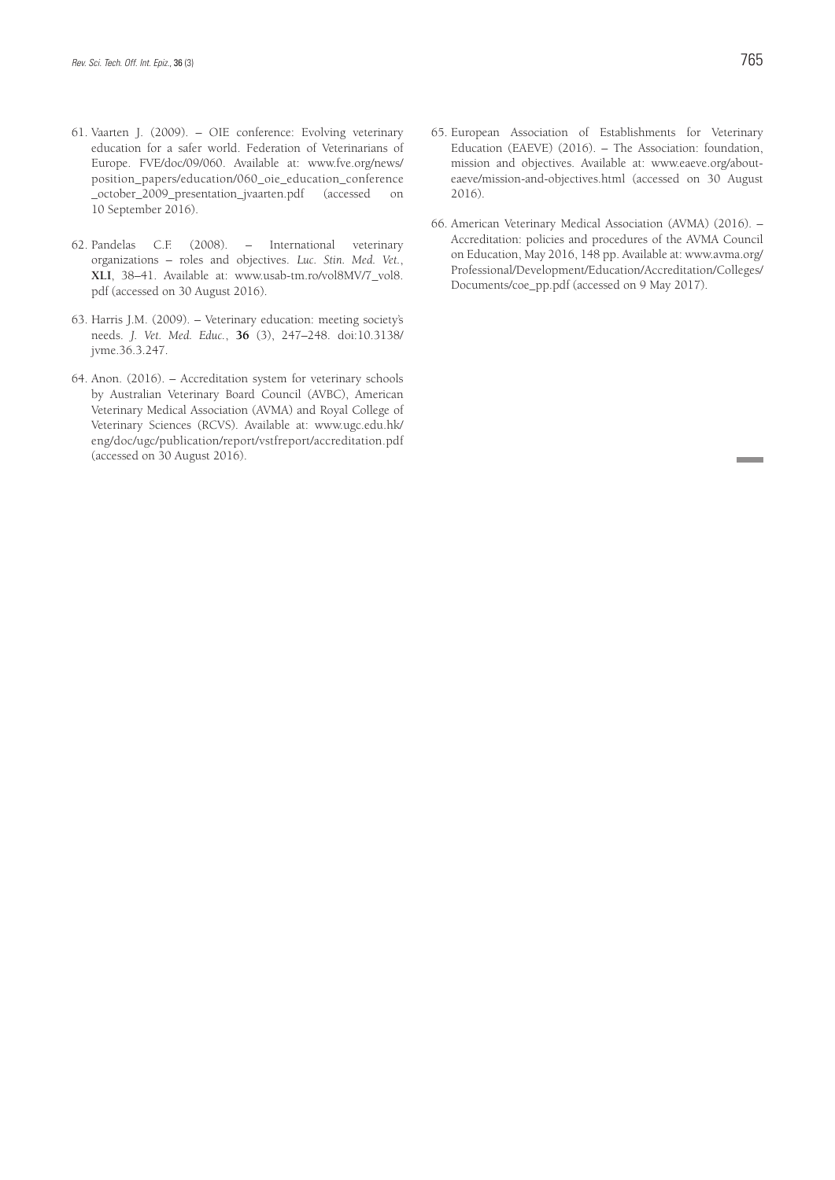61. Vaarten J. (2009). – OIE conference: Evolving veterinary education for a safer world. Federation of Veterinarians of Europe. FVE/doc/09/060. Available at: www.fve.org/news/position_papers/education/060_oie_education_conference_october_2009_presentation_jvaarten.pdf (accessed on 10 September 2016).

62. Pandelas C.F. (2008). – International veterinary organizations – roles and objectives. *Luc. Stin. Med. Vet.*, **XLI**, 38–41. Available at: www.usab-tm.ro/vol8MV/7_vol8.pdf (accessed on 30 August 2016).

63. Harris J.M. (2009). – Veterinary education: meeting society's needs. *J. Vet. Med. Educ.*, **36** (3), 247–248. doi:10.3138/jvme.36.3.247.

64. Anon. (2016). – Accreditation system for veterinary schools by Australian Veterinary Board Council (AVBC), American Veterinary Medical Association (AVMA) and Royal College of Veterinary Sciences (RCVS). Available at: www.ugc.edu.hk/eng/doc/ugc/publication/report/vstfreport/accreditation.pdf (accessed on 30 August 2016).

65. European Association of Establishments for Veterinary Education (EAEVE) (2016). – The Association: foundation, mission and objectives. Available at: www.eaeve.org/about-eaeve/mission-and-objectives.html (accessed on 30 August 2016).

66. American Veterinary Medical Association (AVMA) (2016). – Accreditation: policies and procedures of the AVMA Council on Education, May 2016, 148 pp. Available at: www.avma.org/Professional/Development/Education/Accreditation/Colleges/Documents/coe_pp.pdf (accessed on 9 May 2017).